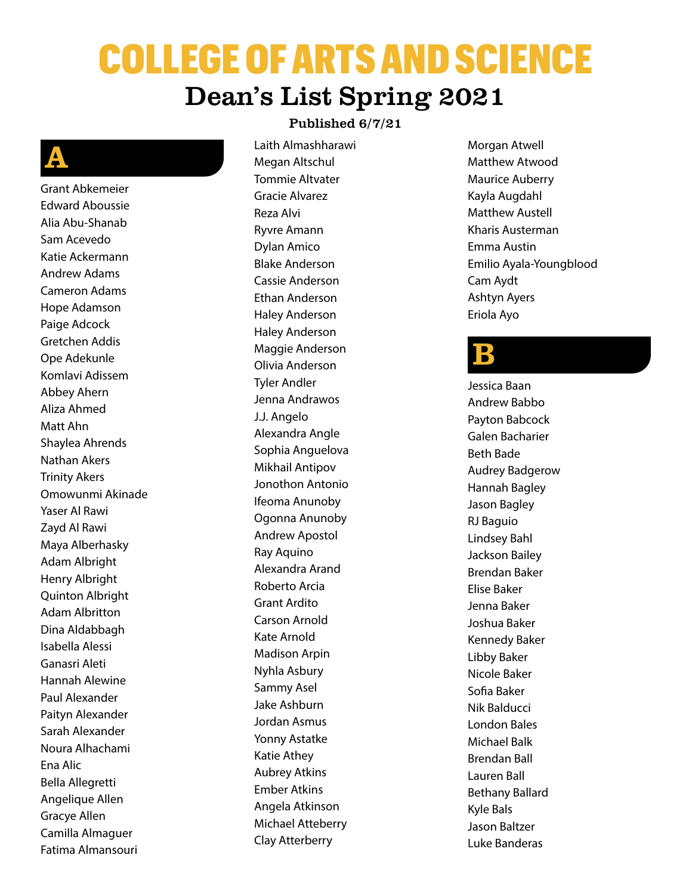# COLLEGE OF ARTS AND SCIENCE

## Dean's List Spring 2021

**Published 6/7/21**

## A

Grant Abkemeier
Edward Aboussie
Alia Abu-Shanab
Sam Acevedo
Katie Ackermann
Andrew Adams
Cameron Adams
Hope Adamson
Paige Adcock
Gretchen Addis
Ope Adekunle
Komlavi Adissem
Abbey Ahern
Aliza Ahmed
Matt Ahn
Shaylea Ahrends
Nathan Akers
Trinity Akers
Omowunmi Akinade
Yaser Al Rawi
Zayd Al Rawi
Maya Alberhasky
Adam Albright
Henry Albright
Quinton Albright
Adam Albritton
Dina Aldabbagh
Isabella Alessi
Ganasri Aleti
Hannah Alewine
Paul Alexander
Paityn Alexander
Sarah Alexander
Noura Alhachami
Ena Alic
Bella Allegretti
Angelique Allen
Gracye Allen
Camilla Almaguer
Fatima Almansouri
Laith Almashharawi
Megan Altschul
Tommie Altvater
Gracie Alvarez
Reza Alvi
Ryvre Amann
Dylan Amico
Blake Anderson
Cassie Anderson
Ethan Anderson
Haley Anderson
Haley Anderson
Maggie Anderson
Olivia Anderson
Tyler Andler
Jenna Andrawos
J.J. Angelo
Alexandra Angle
Sophia Anguelova
Mikhail Antipov
Jonothon Antonio
Ifeoma Anunoby
Ogonna Anunoby
Andrew Apostol
Ray Aquino
Alexandra Arand
Roberto Arcia
Grant Ardito
Carson Arnold
Kate Arnold
Madison Arpin
Nyhla Asbury
Sammy Asel
Jake Ashburn
Jordan Asmus
Yonny Astatke
Katie Athey
Aubrey Atkins
Ember Atkins
Angela Atkinson
Michael Atteberry
Clay Atterberry
Morgan Atwell
Matthew Atwood
Maurice Auberry
Kayla Augdahl
Matthew Austell
Kharis Austerman
Emma Austin
Emilio Ayala-Youngblood
Cam Aydt
Ashtyn Ayers
Eriola Ayo

## B

Jessica Baan
Andrew Babbo
Payton Babcock
Galen Bacharier
Beth Bade
Audrey Badgerow
Hannah Bagley
Jason Bagley
RJ Baguio
Lindsey Bahl
Jackson Bailey
Brendan Baker
Elise Baker
Jenna Baker
Joshua Baker
Kennedy Baker
Libby Baker
Nicole Baker
Sofia Baker
Nik Balducci
London Bales
Michael Balk
Brendan Ball
Lauren Ball
Bethany Ballard
Kyle Bals
Jason Baltzer
Luke Banderas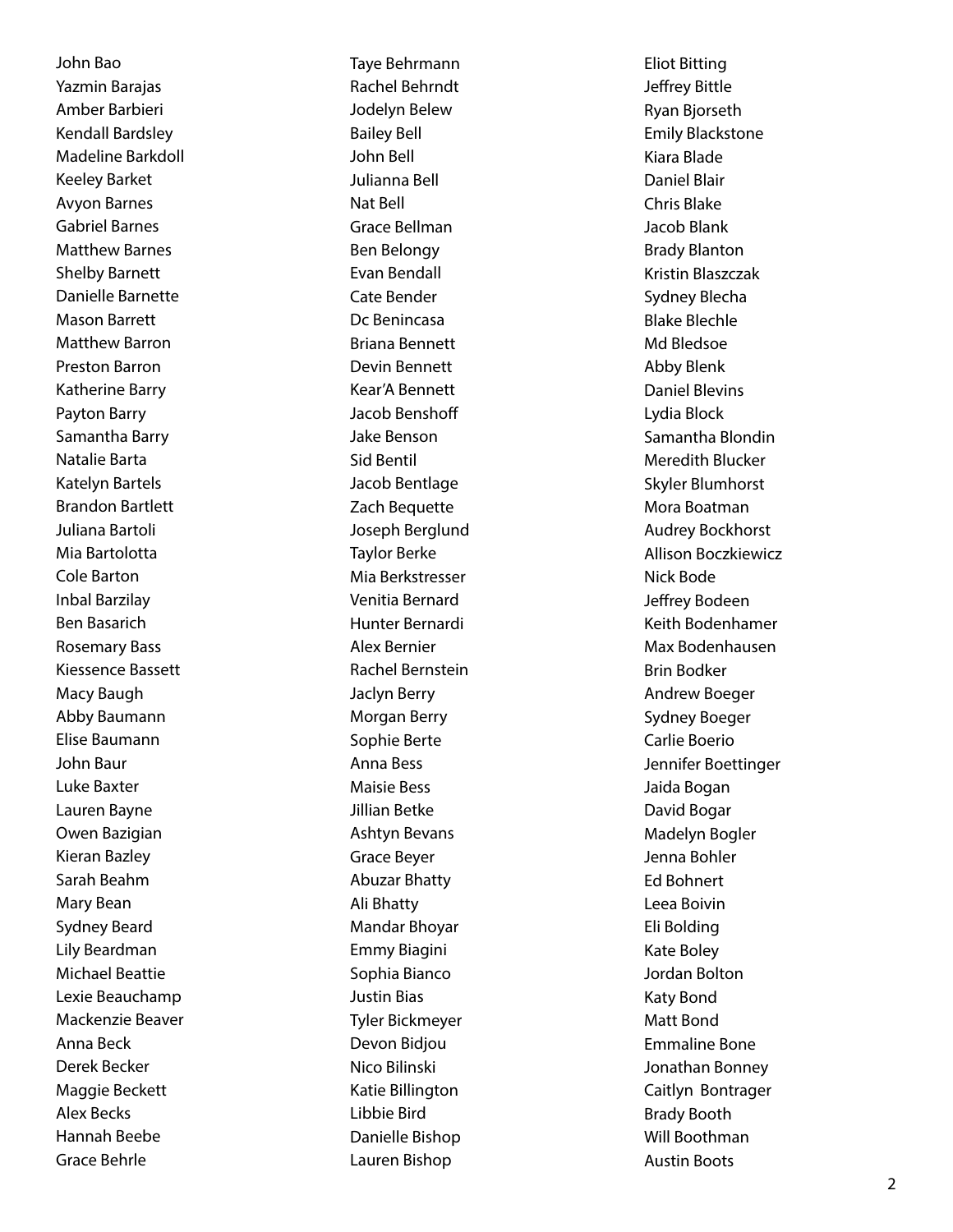John Bao
Yazmin Barajas
Amber Barbieri
Kendall Bardsley
Madeline Barkdoll
Keeley Barket
Avyon Barnes
Gabriel Barnes
Matthew Barnes
Shelby Barnett
Danielle Barnette
Mason Barrett
Matthew Barron
Preston Barron
Katherine Barry
Payton Barry
Samantha Barry
Natalie Barta
Katelyn Bartels
Brandon Bartlett
Juliana Bartoli
Mia Bartolotta
Cole Barton
Inbal Barzilay
Ben Basarich
Rosemary Bass
Kiessence Bassett
Macy Baugh
Abby Baumann
Elise Baumann
John Baur
Luke Baxter
Lauren Bayne
Owen Bazigian
Kieran Bazley
Sarah Beahm
Mary Bean
Sydney Beard
Lily Beardman
Michael Beattie
Lexie Beauchamp
Mackenzie Beaver
Anna Beck
Derek Becker
Maggie Beckett
Alex Becks
Hannah Beebe
Grace Behrle
Taye Behrmann
Rachel Behrndt
Jodelyn Belew
Bailey Bell
John Bell
Julianna Bell
Nat Bell
Grace Bellman
Ben Belongy
Evan Bendall
Cate Bender
Dc Benincasa
Briana Bennett
Devin Bennett
Kear'A Bennett
Jacob Benshoff
Jake Benson
Sid Bentil
Jacob Bentlage
Zach Bequette
Joseph Berglund
Taylor Berke
Mia Berkstresser
Venitia Bernard
Hunter Bernardi
Alex Bernier
Rachel Bernstein
Jaclyn Berry
Morgan Berry
Sophie Berte
Anna Bess
Maisie Bess
Jillian Betke
Ashtyn Bevans
Grace Beyer
Abuzar Bhatty
Ali Bhatty
Mandar Bhoyar
Emmy Biagini
Sophia Bianco
Justin Bias
Tyler Bickmeyer
Devon Bidjou
Nico Bilinski
Katie Billington
Libbie Bird
Danielle Bishop
Lauren Bishop
Eliot Bitting
Jeffrey Bittle
Ryan Bjorseth
Emily Blackstone
Kiara Blade
Daniel Blair
Chris Blake
Jacob Blank
Brady Blanton
Kristin Blaszczak
Sydney Blecha
Blake Blechle
Md Bledsoe
Abby Blenk
Daniel Blevins
Lydia Block
Samantha Blondin
Meredith Blucker
Skyler Blumhorst
Mora Boatman
Audrey Bockhorst
Allison Boczkiewicz
Nick Bode
Jeffrey Bodeen
Keith Bodenhamer
Max Bodenhausen
Brin Bodker
Andrew Boeger
Sydney Boeger
Carlie Boerio
Jennifer Boettinger
Jaida Bogan
David Bogar
Madelyn Bogler
Jenna Bohler
Ed Bohnert
Leea Boivin
Eli Bolding
Kate Boley
Jordan Bolton
Katy Bond
Matt Bond
Emmaline Bone
Jonathan Bonney
Caitlyn Bontrager
Brady Booth
Will Boothman
Austin Boots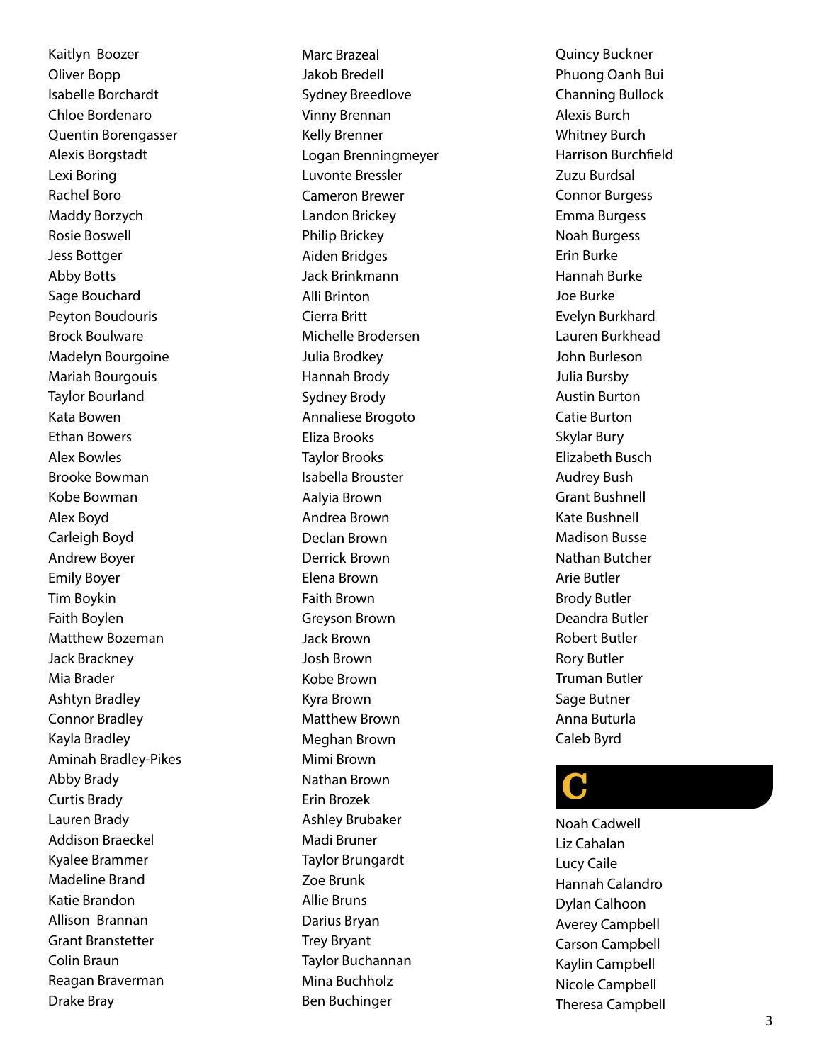Kaitlyn Boozer
Oliver Bopp
Isabelle Borchardt
Chloe Bordenaro
Quentin Borengasser
Alexis Borgstadt
Lexi Boring
Rachel Boro
Maddy Borzych
Rosie Boswell
Jess Bottger
Abby Botts
Sage Bouchard
Peyton Boudouris
Brock Boulware
Madelyn Bourgoine
Mariah Bourgouis
Taylor Bourland
Kata Bowen
Ethan Bowers
Alex Bowles
Brooke Bowman
Kobe Bowman
Alex Boyd
Carleigh Boyd
Andrew Boyer
Emily Boyer
Tim Boykin
Faith Boylen
Matthew Bozeman
Jack Brackney
Mia Brader
Ashtyn Bradley
Connor Bradley
Kayla Bradley
Aminah Bradley-Pikes
Abby Brady
Curtis Brady
Lauren Brady
Addison Braeckel
Kyalee Brammer
Madeline Brand
Katie Brandon
Allison Brannan
Grant Branstetter
Colin Braun
Reagan Braverman
Drake Bray
Marc Brazeal
Jakob Bredell
Sydney Breedlove
Vinny Brennan
Kelly Brenner
Logan Brenningmeyer
Luvonte Bressler
Cameron Brewer
Landon Brickey
Philip Brickey
Aiden Bridges
Jack Brinkmann
Alli Brinton
Cierra Britt
Michelle Brodersen
Julia Brodkey
Hannah Brody
Sydney Brody
Annaliese Brogoto
Eliza Brooks
Taylor Brooks
Isabella Brouster
Aalyia Brown
Andrea Brown
Declan Brown
Derrick Brown
Elena Brown
Faith Brown
Greyson Brown
Jack Brown
Josh Brown
Kobe Brown
Kyra Brown
Matthew Brown
Meghan Brown
Mimi Brown
Nathan Brown
Erin Brozek
Ashley Brubaker
Madi Bruner
Taylor Brungardt
Zoe Brunk
Allie Bruns
Darius Bryan
Trey Bryant
Taylor Buchannan
Mina Buchholz
Ben Buchinger
Quincy Buckner
Phuong Oanh Bui
Channing Bullock
Alexis Burch
Whitney Burch
Harrison Burchfield
Zuzu Burdsal
Connor Burgess
Emma Burgess
Noah Burgess
Erin Burke
Hannah Burke
Joe Burke
Evelyn Burkhard
Lauren Burkhead
John Burleson
Julia Bursby
Austin Burton
Catie Burton
Skylar Bury
Elizabeth Busch
Audrey Bush
Grant Bushnell
Kate Bushnell
Madison Busse
Nathan Butcher
Arie Butler
Brody Butler
Deandra Butler
Robert Butler
Rory Butler
Truman Butler
Sage Butner
Anna Buturla
Caleb Byrd

# C

Noah Cadwell
Liz Cahalan
Lucy Caile
Hannah Calandro
Dylan Calhoon
Averey Campbell
Carson Campbell
Kaylin Campbell
Nicole Campbell
Theresa Campbell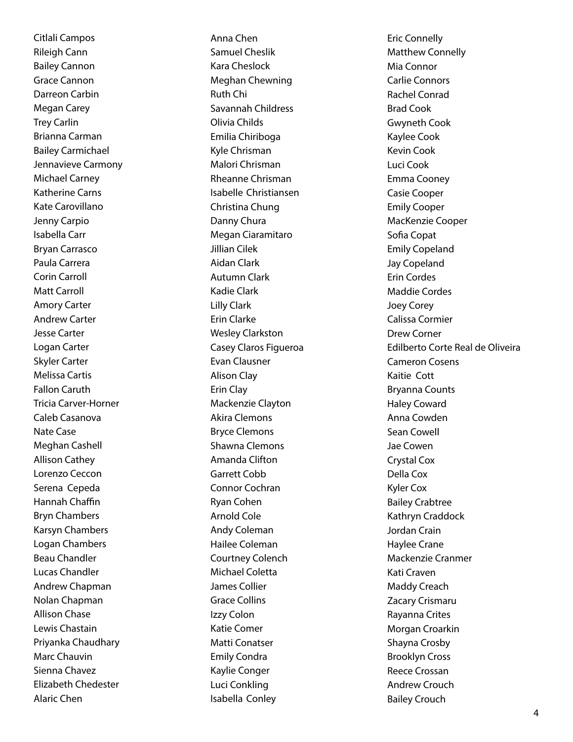Citlali Campos
Rileigh Cann
Bailey Cannon
Grace Cannon
Darreon Carbin
Megan Carey
Trey Carlin
Brianna Carman
Bailey Carmichael
Jennavieve Carmony
Michael Carney
Katherine Carns
Kate Carovillano
Jenny Carpio
Isabella Carr
Bryan Carrasco
Paula Carrera
Corin Carroll
Matt Carroll
Amory Carter
Andrew Carter
Jesse Carter
Logan Carter
Skyler Carter
Melissa Cartis
Fallon Caruth
Tricia Carver-Horner
Caleb Casanova
Nate Case
Meghan Cashell
Allison Cathey
Lorenzo Ceccon
Serena Cepeda
Hannah Chaffin
Bryn Chambers
Karsyn Chambers
Logan Chambers
Beau Chandler
Lucas Chandler
Andrew Chapman
Nolan Chapman
Allison Chase
Lewis Chastain
Priyanka Chaudhary
Marc Chauvin
Sienna Chavez
Elizabeth Chedester
Alaric Chen
Anna Chen
Samuel Cheslik
Kara Cheslock
Meghan Chewning
Ruth Chi
Savannah Childress
Olivia Childs
Emilia Chiriboga
Kyle Chrisman
Malori Chrisman
Rheanne Chrisman
Isabelle Christiansen
Christina Chung
Danny Chura
Megan Ciaramitaro
Jillian Cilek
Aidan Clark
Autumn Clark
Kadie Clark
Lilly Clark
Erin Clarke
Wesley Clarkston
Casey Claros Figueroa
Evan Clausner
Alison Clay
Erin Clay
Mackenzie Clayton
Akira Clemons
Bryce Clemons
Shawna Clemons
Amanda Clifton
Garrett Cobb
Connor Cochran
Ryan Cohen
Arnold Cole
Andy Coleman
Hailee Coleman
Courtney Colench
Michael Coletta
James Collier
Grace Collins
Izzy Colon
Katie Comer
Matti Conatser
Emily Condra
Kaylie Conger
Luci Conkling
Isabella Conley
Eric Connelly
Matthew Connelly
Mia Connor
Carlie Connors
Rachel Conrad
Brad Cook
Gwyneth Cook
Kaylee Cook
Kevin Cook
Luci Cook
Emma Cooney
Casie Cooper
Emily Cooper
MacKenzie Cooper
Sofia Copat
Emily Copeland
Jay Copeland
Erin Cordes
Maddie Cordes
Joey Corey
Calissa Cormier
Drew Corner
Edilberto Corte Real de Oliveira
Cameron Cosens
Kaitie Cott
Bryanna Counts
Haley Coward
Anna Cowden
Sean Cowell
Jae Cowen
Crystal Cox
Della Cox
Kyler Cox
Bailey Crabtree
Kathryn Craddock
Jordan Crain
Haylee Crane
Mackenzie Cranmer
Kati Craven
Maddy Creach
Zacary Crismaru
Rayanna Crites
Morgan Croarkin
Shayna Crosby
Brooklyn Cross
Reece Crossan
Andrew Crouch
Bailey Crouch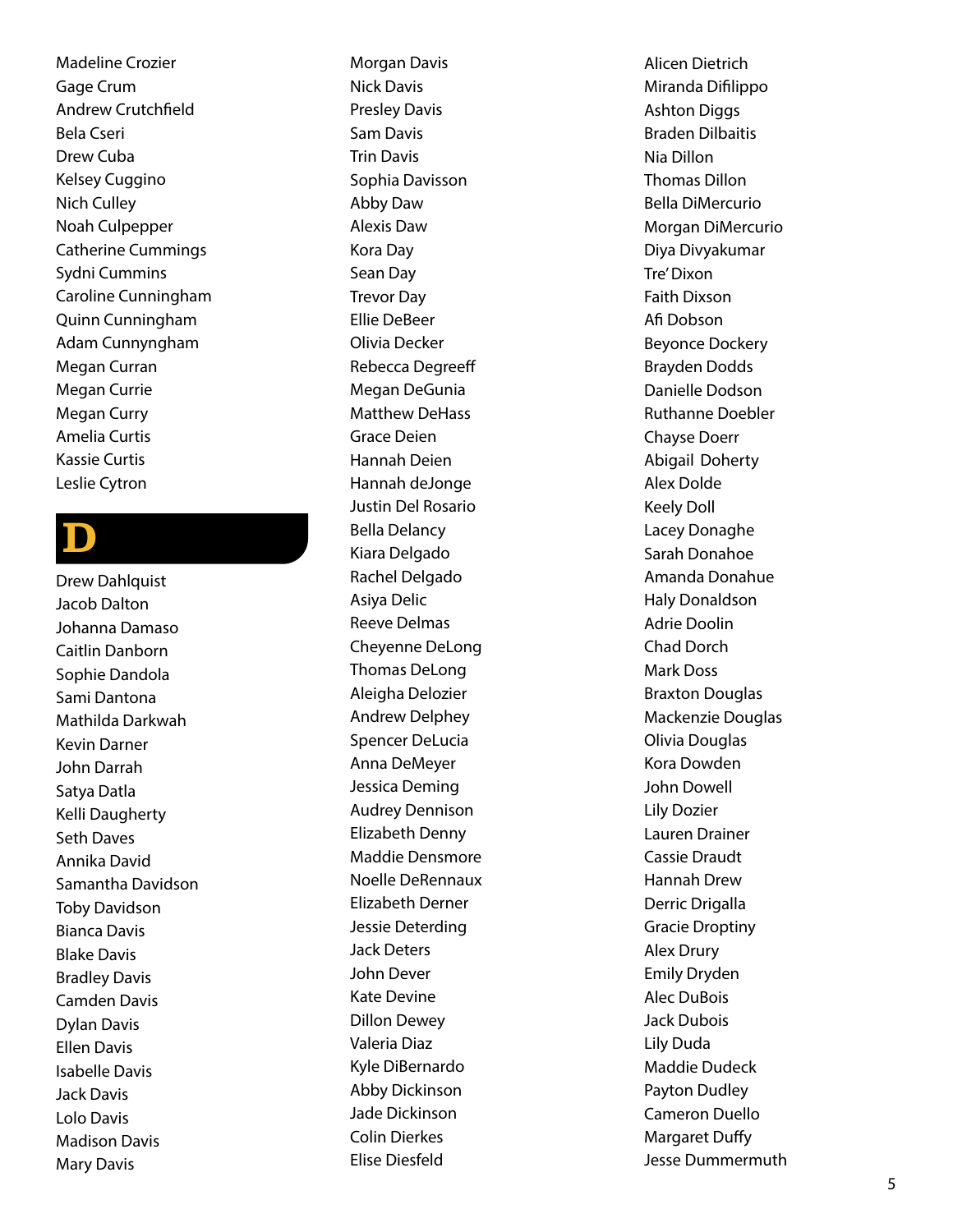Madeline Crozier
Gage Crum
Andrew Crutchfield
Bela Cseri
Drew Cuba
Kelsey Cuggino
Nich Culley
Noah Culpepper
Catherine Cummings
Sydni Cummins
Caroline Cunningham
Quinn Cunningham
Adam Cunnyngham
Megan Curran
Megan Currie
Megan Curry
Amelia Curtis
Kassie Curtis
Leslie Cytron

# D

Drew Dahlquist
Jacob Dalton
Johanna Damaso
Caitlin Danborn
Sophie Dandola
Sami Dantona
Mathilda Darkwah
Kevin Darner
John Darrah
Satya Datla
Kelli Daugherty
Seth Daves
Annika David
Samantha Davidson
Toby Davidson
Bianca Davis
Blake Davis
Bradley Davis
Camden Davis
Dylan Davis
Ellen Davis
Isabelle Davis
Jack Davis
Lolo Davis
Madison Davis
Mary Davis
Morgan Davis
Nick Davis
Presley Davis
Sam Davis
Trin Davis
Sophia Davisson
Abby Daw
Alexis Daw
Kora Day
Sean Day
Trevor Day
Ellie DeBeer
Olivia Decker
Rebecca Degreeff
Megan DeGunia
Matthew DeHass
Grace Deien
Hannah Deien
Hannah deJonge
Justin Del Rosario
Bella Delancy
Kiara Delgado
Rachel Delgado
Asiya Delic
Reeve Delmas
Cheyenne DeLong
Thomas DeLong
Aleigha Delozier
Andrew Delphey
Spencer DeLucia
Anna DeMeyer
Jessica Deming
Audrey Dennison
Elizabeth Denny
Maddie Densmore
Noelle DeRennaux
Elizabeth Derner
Jessie Deterding
Jack Deters
John Dever
Kate Devine
Dillon Dewey
Valeria Diaz
Kyle DiBernardo
Abby Dickinson
Jade Dickinson
Colin Dierkes
Elise Diesfeld
Alicen Dietrich
Miranda Difilippo
Ashton Diggs
Braden Dilbaitis
Nia Dillon
Thomas Dillon
Bella DiMercurio
Morgan DiMercurio
Diya Divyakumar
Tre' Dixon
Faith Dixson
Afi Dobson
Beyonce Dockery
Brayden Dodds
Danielle Dodson
Ruthanne Doebler
Chayse Doerr
Abigail Doherty
Alex Dolde
Keely Doll
Lacey Donaghe
Sarah Donahoe
Amanda Donahue
Haly Donaldson
Adrie Doolin
Chad Dorch
Mark Doss
Braxton Douglas
Mackenzie Douglas
Olivia Douglas
Kora Dowden
John Dowell
Lily Dozier
Lauren Drainer
Cassie Draudt
Hannah Drew
Derric Drigalla
Gracie Droptiny
Alex Drury
Emily Dryden
Alec DuBois
Jack Dubois
Lily Duda
Maddie Dudeck
Payton Dudley
Cameron Duello
Margaret Duffy
Jesse Dummermuth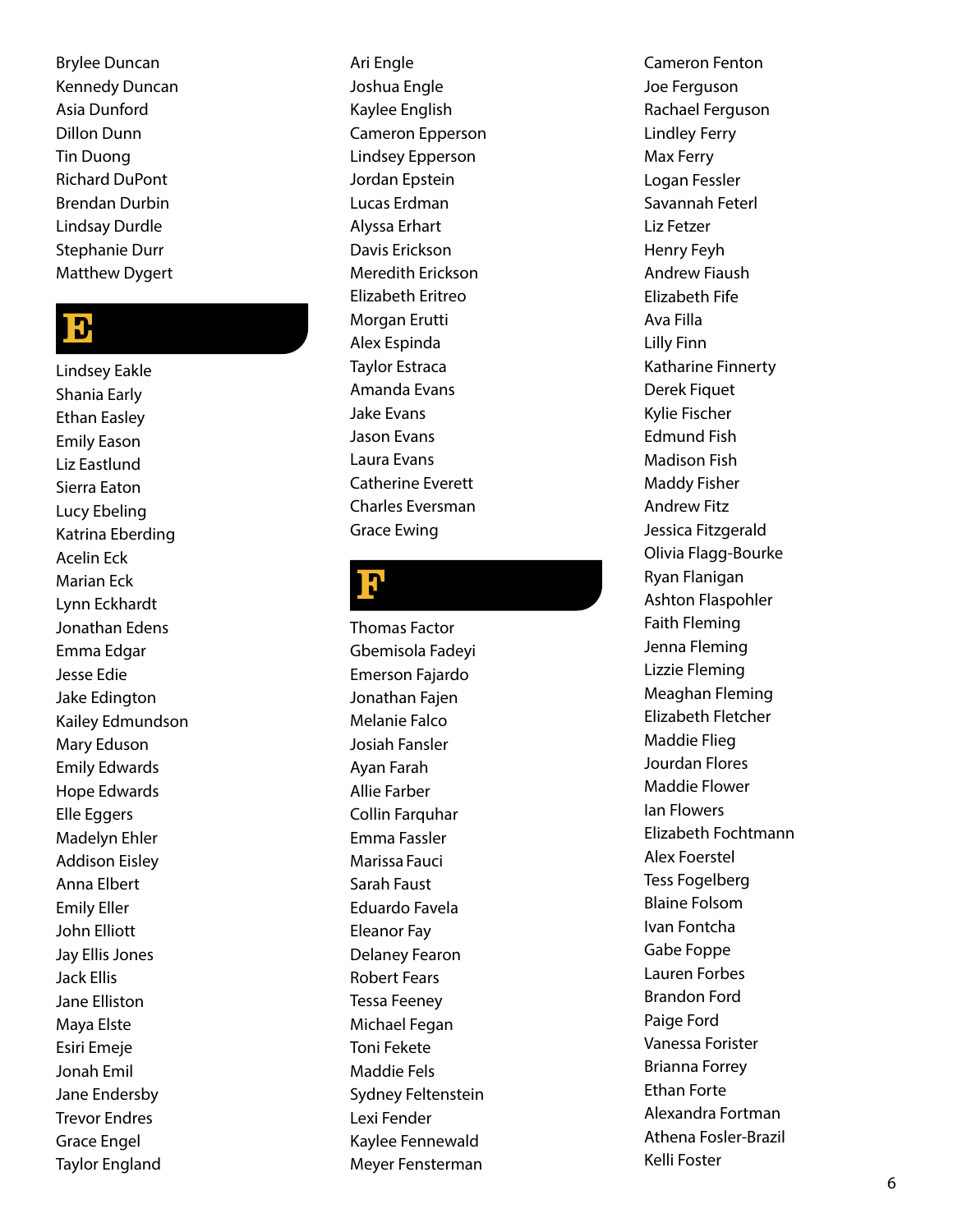Brylee Duncan
Kennedy Duncan
Asia Dunford
Dillon Dunn
Tin Duong
Richard DuPont
Brendan Durbin
Lindsay Durdle
Stephanie Durr
Matthew Dygert

## E

Lindsey Eakle
Shania Early
Ethan Easley
Emily Eason
Liz Eastlund
Sierra Eaton
Lucy Ebeling
Katrina Eberding
Acelin Eck
Marian Eck
Lynn Eckhardt
Jonathan Edens
Emma Edgar
Jesse Edie
Jake Edington
Kailey Edmundson
Mary Eduson
Emily Edwards
Hope Edwards
Elle Eggers
Madelyn Ehler
Addison Eisley
Anna Elbert
Emily Eller
John Elliott
Jay Ellis Jones
Jack Ellis
Jane Elliston
Maya Elste
Esiri Emeje
Jonah Emil
Jane Endersby
Trevor Endres
Grace Engel
Taylor England
Ari Engle
Joshua Engle
Kaylee English
Cameron Epperson
Lindsey Epperson
Jordan Epstein
Lucas Erdman
Alyssa Erhart
Davis Erickson
Meredith Erickson
Elizabeth Eritreo
Morgan Erutti
Alex Espinda
Taylor Estraca
Amanda Evans
Jake Evans
Jason Evans
Laura Evans
Catherine Everett
Charles Eversman
Grace Ewing

## F

Thomas Factor
Gbemisola Fadeyi
Emerson Fajardo
Jonathan Fajen
Melanie Falco
Josiah Fansler
Ayan Farah
Allie Farber
Collin Farquhar
Emma Fassler
Marissa Fauci
Sarah Faust
Eduardo Favela
Eleanor Fay
Delaney Fearon
Robert Fears
Tessa Feeney
Michael Fegan
Toni Fekete
Maddie Fels
Sydney Feltenstein
Lexi Fender
Kaylee Fennewald
Meyer Fensterman
Cameron Fenton
Joe Ferguson
Rachael Ferguson
Lindley Ferry
Max Ferry
Logan Fessler
Savannah Feterl
Liz Fetzer
Henry Feyh
Andrew Fiaush
Elizabeth Fife
Ava Filla
Lilly Finn
Katharine Finnerty
Derek Fiquet
Kylie Fischer
Edmund Fish
Madison Fish
Maddy Fisher
Andrew Fitz
Jessica Fitzgerald
Olivia Flagg-Bourke
Ryan Flanigan
Ashton Flaspohler
Faith Fleming
Jenna Fleming
Lizzie Fleming
Meaghan Fleming
Elizabeth Fletcher
Maddie Flieg
Jourdan Flores
Maddie Flower
Ian Flowers
Elizabeth Fochtmann
Alex Foerstel
Tess Fogelberg
Blaine Folsom
Ivan Fontcha
Gabe Foppe
Lauren Forbes
Brandon Ford
Paige Ford
Vanessa Forister
Brianna Forrey
Ethan Forte
Alexandra Fortman
Athena Fosler-Brazil
Kelli Foster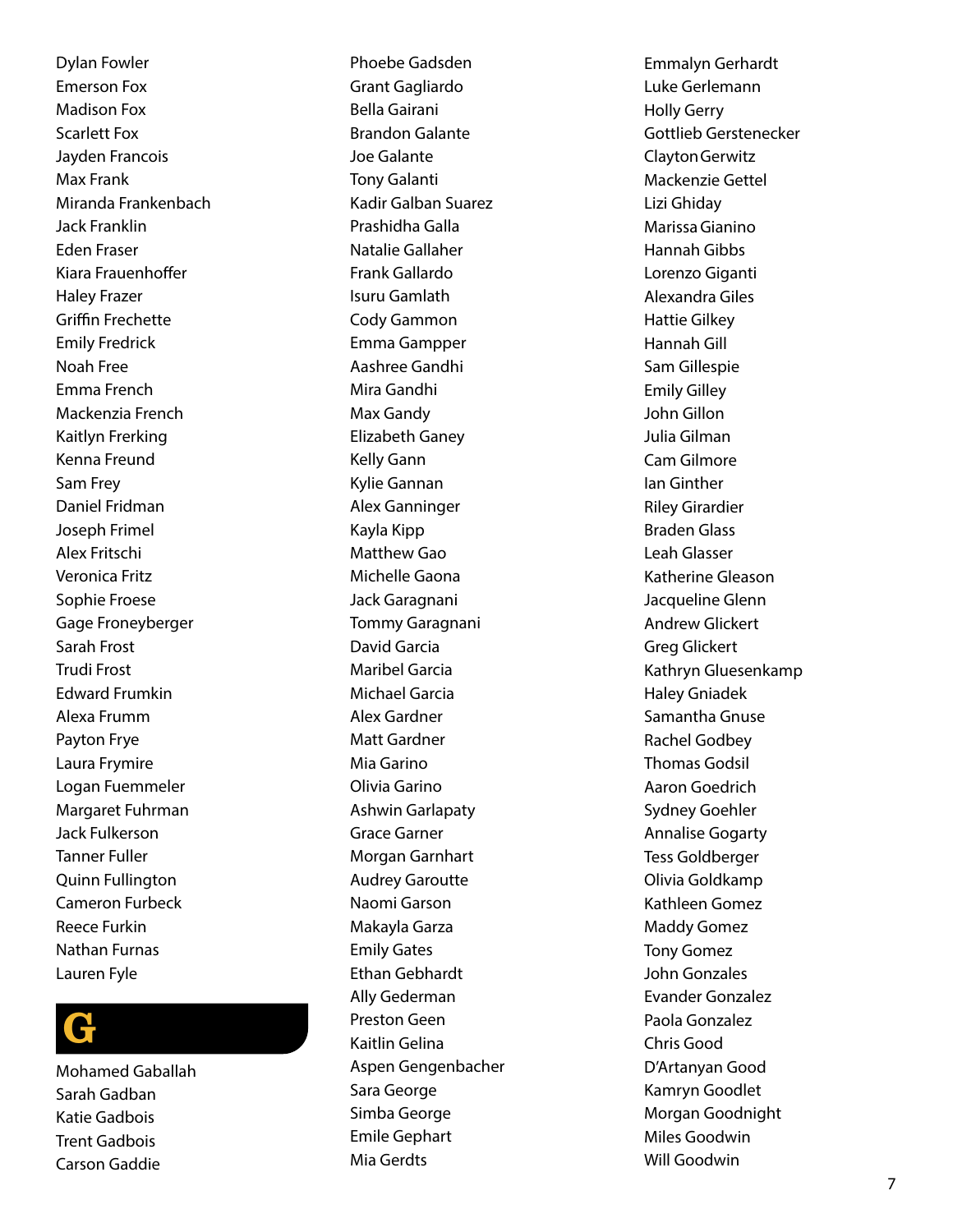Dylan Fowler
Emerson Fox
Madison Fox
Scarlett Fox
Jayden Francois
Max Frank
Miranda Frankenbach
Jack Franklin
Eden Fraser
Kiara Frauenhoffer
Haley Frazer
Griffin Frechette
Emily Fredrick
Noah Free
Emma French
Mackenzia French
Kaitlyn Frerking
Kenna Freund
Sam Frey
Daniel Fridman
Joseph Frimel
Alex Fritschi
Veronica Fritz
Sophie Froese
Gage Froneyberger
Sarah Frost
Trudi Frost
Edward Frumkin
Alexa Frumm
Payton Frye
Laura Frymire
Logan Fuemmeler
Margaret Fuhrman
Jack Fulkerson
Tanner Fuller
Quinn Fullington
Cameron Furbeck
Reece Furkin
Nathan Furnas
Lauren Fyle

# G

Mohamed Gaballah
Sarah Gadban
Katie Gadbois
Trent Gadbois
Carson Gaddie
Phoebe Gadsden
Grant Gagliardo
Bella Gairani
Brandon Galante
Joe Galante
Tony Galanti
Kadir Galban Suarez
Prashidha Galla
Natalie Gallaher
Frank Gallardo
Isuru Gamlath
Cody Gammon
Emma Gampper
Aashree Gandhi
Mira Gandhi
Max Gandy
Elizabeth Ganey
Kelly Gann
Kylie Gannan
Alex Ganninger
Kayla Kipp
Matthew Gao
Michelle Gaona
Jack Garagnani
Tommy Garagnani
David Garcia
Maribel Garcia
Michael Garcia
Alex Gardner
Matt Gardner
Mia Garino
Olivia Garino
Ashwin Garlapaty
Grace Garner
Morgan Garnhart
Audrey Garoutte
Naomi Garson
Makayla Garza
Emily Gates
Ethan Gebhardt
Ally Gederman
Preston Geen
Kaitlin Gelina
Aspen Gengenbacher
Sara George
Simba George
Emile Gephart
Mia Gerdts
Emmalyn Gerhardt
Luke Gerlemann
Holly Gerry
Gottlieb Gerstenecker
Clayton Gerwitz
Mackenzie Gettel
Lizi Ghiday
Marissa Gianino
Hannah Gibbs
Lorenzo Giganti
Alexandra Giles
Hattie Gilkey
Hannah Gill
Sam Gillespie
Emily Gilley
John Gillon
Julia Gilman
Cam Gilmore
Ian Ginther
Riley Girardier
Braden Glass
Leah Glasser
Katherine Gleason
Jacqueline Glenn
Andrew Glickert
Greg Glickert
Kathryn Gluesenkamp
Haley Gniadek
Samantha Gnuse
Rachel Godbey
Thomas Godsil
Aaron Goedrich
Sydney Goehler
Annalise Gogarty
Tess Goldberger
Olivia Goldkamp
Kathleen Gomez
Maddy Gomez
Tony Gomez
John Gonzales
Evander Gonzalez
Paola Gonzalez
Chris Good
D'Artanyan Good
Kamryn Goodlet
Morgan Goodnight
Miles Goodwin
Will Goodwin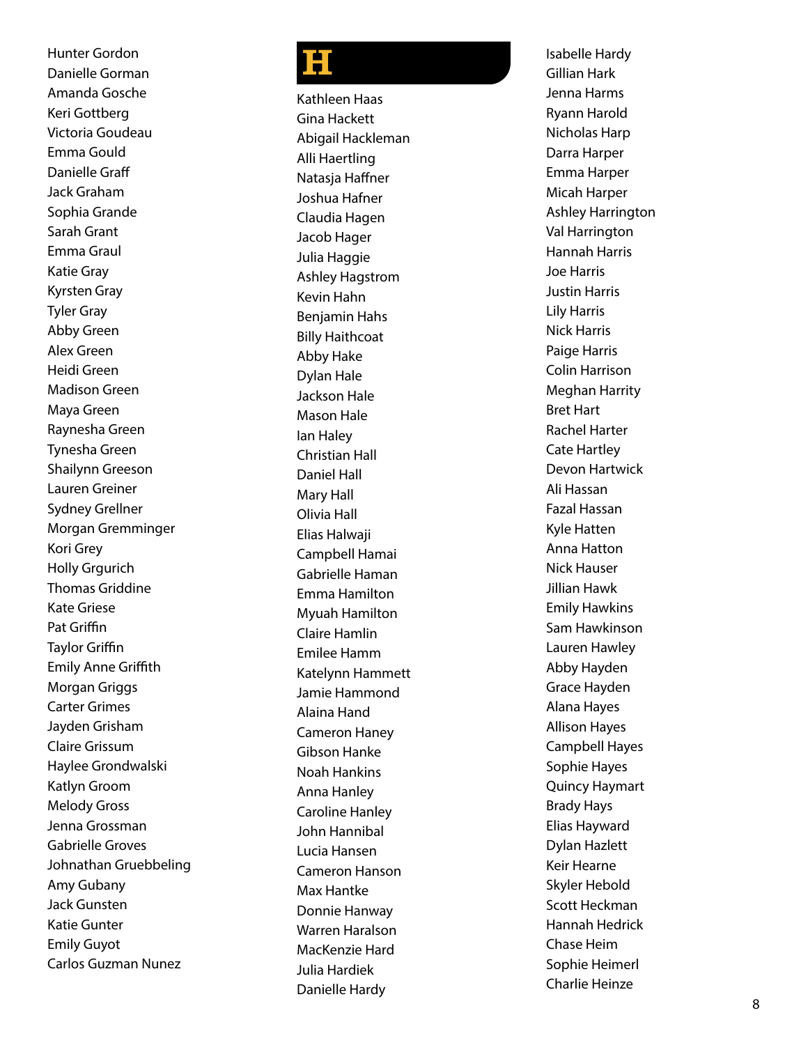Hunter Gordon
Danielle Gorman
Amanda Gosche
Keri Gottberg
Victoria Goudeau
Emma Gould
Danielle Graff
Jack Graham
Sophia Grande
Sarah Grant
Emma Graul
Katie Gray
Kyrsten Gray
Tyler Gray
Abby Green
Alex Green
Heidi Green
Madison Green
Maya Green
Raynesha Green
Tynesha Green
Shailynn Greeson
Lauren Greiner
Sydney Grellner
Morgan Gremminger
Kori Grey
Holly Grgurich
Thomas Griddine
Kate Griese
Pat Griffin
Taylor Griffin
Emily Anne Griffith
Morgan Griggs
Carter Grimes
Jayden Grisham
Claire Grissum
Haylee Grondwalski
Katlyn Groom
Melody Gross
Jenna Grossman
Gabrielle Groves
Johnathan Gruebbeling
Amy Gubany
Jack Gunsten
Katie Gunter
Emily Guyot
Carlos Guzman Nunez

# H

Kathleen Haas
Gina Hackett
Abigail Hackleman
Alli Haertling
Natasja Haffner
Joshua Hafner
Claudia Hagen
Jacob Hager
Julia Haggie
Ashley Hagstrom
Kevin Hahn
Benjamin Hahs
Billy Haithcoat
Abby Hake
Dylan Hale
Jackson Hale
Mason Hale
Ian Haley
Christian Hall
Daniel Hall
Mary Hall
Olivia Hall
Elias Halwaji
Campbell Hamai
Gabrielle Haman
Emma Hamilton
Myuah Hamilton
Claire Hamlin
Emilee Hamm
Katelynn Hammett
Jamie Hammond
Alaina Hand
Cameron Haney
Gibson Hanke
Noah Hankins
Anna Hanley
Caroline Hanley
John Hannibal
Lucia Hansen
Cameron Hanson
Max Hantke
Donnie Hanway
Warren Haralson
MacKenzie Hard
Julia Hardiek
Danielle Hardy
Isabelle Hardy
Gillian Hark
Jenna Harms
Ryann Harold
Nicholas Harp
Darra Harper
Emma Harper
Micah Harper
Ashley Harrington
Val Harrington
Hannah Harris
Joe Harris
Justin Harris
Lily Harris
Nick Harris
Paige Harris
Colin Harrison
Meghan Harrity
Bret Hart
Rachel Harter
Cate Hartley
Devon Hartwick
Ali Hassan
Fazal Hassan
Kyle Hatten
Anna Hatton
Nick Hauser
Jillian Hawk
Emily Hawkins
Sam Hawkinson
Lauren Hawley
Abby Hayden
Grace Hayden
Alana Hayes
Allison Hayes
Campbell Hayes
Sophie Hayes
Quincy Haymart
Brady Hays
Elias Hayward
Dylan Hazlett
Keir Hearne
Skyler Hebold
Scott Heckman
Hannah Hedrick
Chase Heim
Sophie Heimerl
Charlie Heinze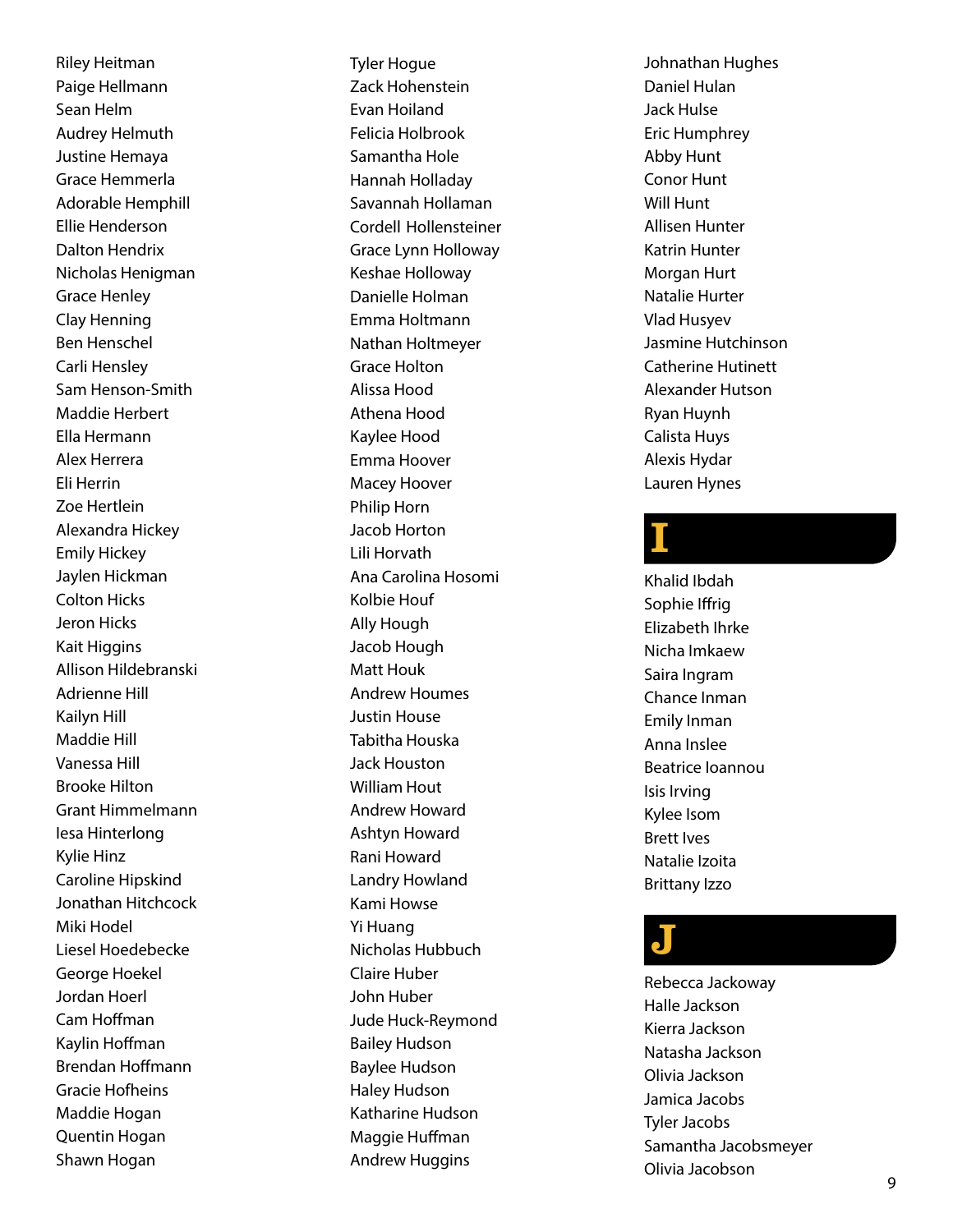Riley Heitman
Paige Hellmann
Sean Helm
Audrey Helmuth
Justine Hemaya
Grace Hemmerla
Adorable Hemphill
Ellie Henderson
Dalton Hendrix
Nicholas Henigman
Grace Henley
Clay Henning
Ben Henschel
Carli Hensley
Sam Henson-Smith
Maddie Herbert
Ella Hermann
Alex Herrera
Eli Herrin
Zoe Hertlein
Alexandra Hickey
Emily Hickey
Jaylen Hickman
Colton Hicks
Jeron Hicks
Kait Higgins
Allison Hildebranski
Adrienne Hill
Kailyn Hill
Maddie Hill
Vanessa Hill
Brooke Hilton
Grant Himmelmann
Iesa Hinterlong
Kylie Hinz
Caroline Hipskind
Jonathan Hitchcock
Miki Hodel
Liesel Hoedebecke
George Hoekel
Jordan Hoerl
Cam Hoffman
Kaylin Hoffman
Brendan Hoffmann
Gracie Hofheins
Maddie Hogan
Quentin Hogan
Shawn Hogan

Tyler Hogue
Zack Hohenstein
Evan Hoiland
Felicia Holbrook
Samantha Hole
Hannah Holladay
Savannah Hollaman
Cordell Hollensteiner
Grace Lynn Holloway
Keshae Holloway
Danielle Holman
Emma Holtmann
Nathan Holtmeyer
Grace Holton
Alissa Hood
Athena Hood
Kaylee Hood
Emma Hoover
Macey Hoover
Philip Horn
Jacob Horton
Lili Horvath
Ana Carolina Hosomi
Kolbie Houf
Ally Hough
Jacob Hough
Matt Houk
Andrew Houmes
Justin House
Tabitha Houska
Jack Houston
William Hout
Andrew Howard
Ashtyn Howard
Rani Howard
Landry Howland
Kami Howse
Yi Huang
Nicholas Hubbuch
Claire Huber
John Huber
Jude Huck-Reymond
Bailey Hudson
Baylee Hudson
Haley Hudson
Katharine Hudson
Maggie Huffman
Andrew Huggins

Johnathan Hughes
Daniel Hulan
Jack Hulse
Eric Humphrey
Abby Hunt
Conor Hunt
Will Hunt
Allisen Hunter
Katrin Hunter
Morgan Hurt
Natalie Hurter
Vlad Husyev
Jasmine Hutchinson
Catherine Hutinett
Alexander Hutson
Ryan Huynh
Calista Huys
Alexis Hydar
Lauren Hynes

# I

Khalid Ibdah
Sophie Iffrig
Elizabeth Ihrke
Nicha Imkaew
Saira Ingram
Chance Inman
Emily Inman
Anna Inslee
Beatrice Ioannou
Isis Irving
Kylee Isom
Brett Ives
Natalie Izoita
Brittany Izzo

# J

Rebecca Jackoway
Halle Jackson
Kierra Jackson
Natasha Jackson
Olivia Jackson
Jamica Jacobs
Tyler Jacobs
Samantha Jacobsmeyer
Olivia Jacobson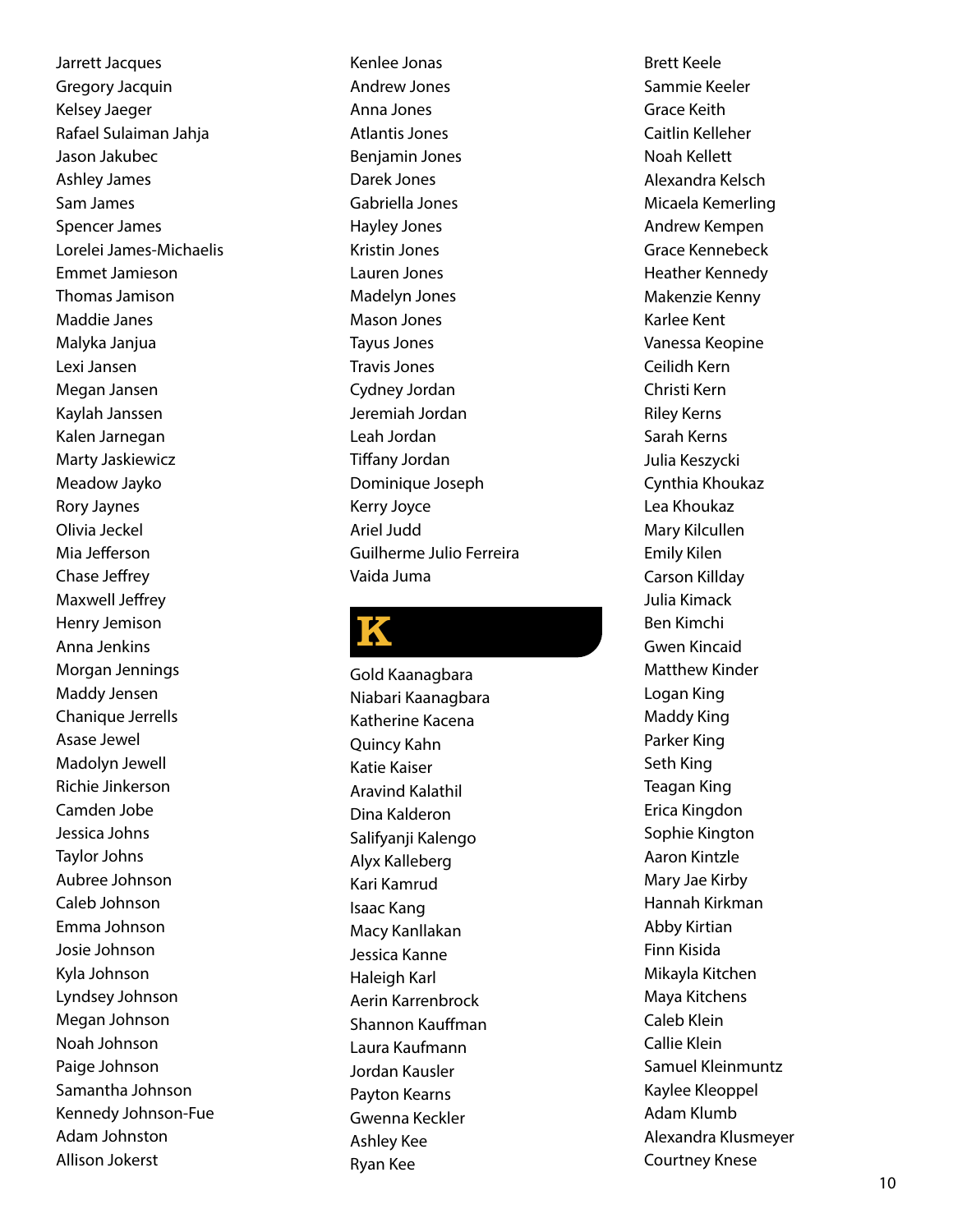Jarrett Jacques
Gregory Jacquin
Kelsey Jaeger
Rafael Sulaiman Jahja
Jason Jakubec
Ashley James
Sam James
Spencer James
Lorelei James-Michaelis
Emmet Jamieson
Thomas Jamison
Maddie Janes
Malyka Janjua
Lexi Jansen
Megan Jansen
Kaylah Janssen
Kalen Jarnegan
Marty Jaskiewicz
Meadow Jayko
Rory Jaynes
Olivia Jeckel
Mia Jefferson
Chase Jeffrey
Maxwell Jeffrey
Henry Jemison
Anna Jenkins
Morgan Jennings
Maddy Jensen
Chanique Jerrells
Asase Jewel
Madolyn Jewell
Richie Jinkerson
Camden Jobe
Jessica Johns
Taylor Johns
Aubree Johnson
Caleb Johnson
Emma Johnson
Josie Johnson
Kyla Johnson
Lyndsey Johnson
Megan Johnson
Noah Johnson
Paige Johnson
Samantha Johnson
Kennedy Johnson-Fue
Adam Johnston
Allison Jokerst
Kenlee Jonas
Andrew Jones
Anna Jones
Atlantis Jones
Benjamin Jones
Darek Jones
Gabriella Jones
Hayley Jones
Kristin Jones
Lauren Jones
Madelyn Jones
Mason Jones
Tayus Jones
Travis Jones
Cydney Jordan
Jeremiah Jordan
Leah Jordan
Tiffany Jordan
Dominique Joseph
Kerry Joyce
Ariel Judd
Guilherme Julio Ferreira
Vaida Juma

# K

Gold Kaanagbara
Niabari Kaanagbara
Katherine Kacena
Quincy Kahn
Katie Kaiser
Aravind Kalathil
Dina Kalderon
Salifyanji Kalengo
Alyx Kalleberg
Kari Kamrud
Isaac Kang
Macy Kanllakan
Jessica Kanne
Haleigh Karl
Aerin Karrenbrock
Shannon Kauffman
Laura Kaufmann
Jordan Kausler
Payton Kearns
Gwenna Keckler
Ashley Kee
Ryan Kee
Brett Keele
Sammie Keeler
Grace Keith
Caitlin Kelleher
Noah Kellett
Alexandra Kelsch
Micaela Kemerling
Andrew Kempen
Grace Kennebeck
Heather Kennedy
Makenzie Kenny
Karlee Kent
Vanessa Keopine
Ceilidh Kern
Christi Kern
Riley Kerns
Sarah Kerns
Julia Keszycki
Cynthia Khoukaz
Lea Khoukaz
Mary Kilcullen
Emily Kilen
Carson Killday
Julia Kimack
Ben Kimchi
Gwen Kincaid
Matthew Kinder
Logan King
Maddy King
Parker King
Seth King
Teagan King
Erica Kingdon
Sophie Kington
Aaron Kintzle
Mary Jae Kirby
Hannah Kirkman
Abby Kirtian
Finn Kisida
Mikayla Kitchen
Maya Kitchens
Caleb Klein
Callie Klein
Samuel Kleinmuntz
Kaylee Kleoppel
Adam Klumb
Alexandra Klusmeyer
Courtney Knese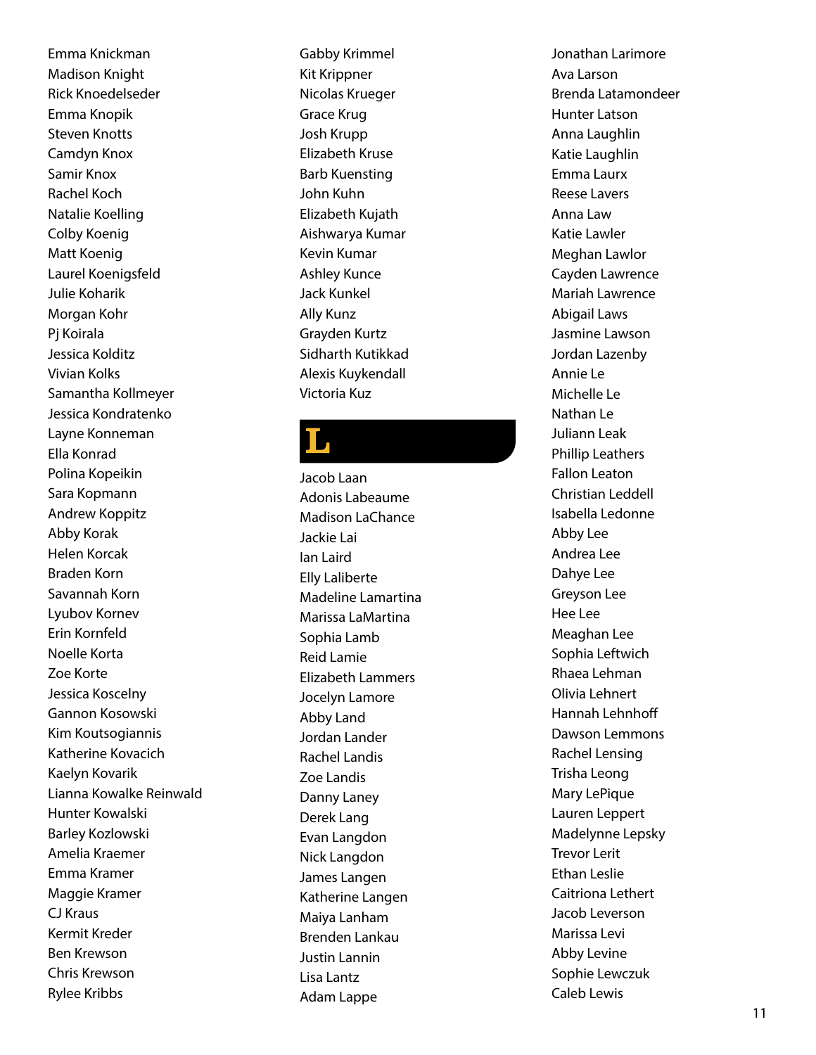Emma Knickman
Madison Knight
Rick Knoedelseder
Emma Knopik
Steven Knotts
Camdyn Knox
Samir Knox
Rachel Koch
Natalie Koelling
Colby Koenig
Matt Koenig
Laurel Koenigsfeld
Julie Koharik
Morgan Kohr
Pj Koirala
Jessica Kolditz
Vivian Kolks
Samantha Kollmeyer
Jessica Kondratenko
Layne Konneman
Ella Konrad
Polina Kopeikin
Sara Kopmann
Andrew Koppitz
Abby Korak
Helen Korcak
Braden Korn
Savannah Korn
Lyubov Kornev
Erin Kornfeld
Noelle Korta
Zoe Korte
Jessica Koscelny
Gannon Kosowski
Kim Koutsogiannis
Katherine Kovacich
Kaelyn Kovarik
Lianna Kowalke Reinwald
Hunter Kowalski
Barley Kozlowski
Amelia Kraemer
Emma Kramer
Maggie Kramer
CJ Kraus
Kermit Kreder
Ben Krewson
Chris Krewson
Rylee Kribbs
Gabby Krimmel
Kit Krippner
Nicolas Krueger
Grace Krug
Josh Krupp
Elizabeth Kruse
Barb Kuensting
John Kuhn
Elizabeth Kujath
Aishwarya Kumar
Kevin Kumar
Ashley Kunce
Jack Kunkel
Ally Kunz
Grayden Kurtz
Sidharth Kutikkad
Alexis Kuykendall
Victoria Kuz

# L

Jacob Laan
Adonis Labeaume
Madison LaChance
Jackie Lai
Ian Laird
Elly Laliberte
Madeline Lamartina
Marissa LaMartina
Sophia Lamb
Reid Lamie
Elizabeth Lammers
Jocelyn Lamore
Abby Land
Jordan Lander
Rachel Landis
Zoe Landis
Danny Laney
Derek Lang
Evan Langdon
Nick Langdon
James Langen
Katherine Langen
Maiya Lanham
Brenden Lankau
Justin Lannin
Lisa Lantz
Adam Lappe
Jonathan Larimore
Ava Larson
Brenda Latamondeer
Hunter Latson
Anna Laughlin
Katie Laughlin
Emma Laurx
Reese Lavers
Anna Law
Katie Lawler
Meghan Lawlor
Cayden Lawrence
Mariah Lawrence
Abigail Laws
Jasmine Lawson
Jordan Lazenby
Annie Le
Michelle Le
Nathan Le
Juliann Leak
Phillip Leathers
Fallon Leaton
Christian Leddell
Isabella Ledonne
Abby Lee
Andrea Lee
Dahye Lee
Greyson Lee
Hee Lee
Meaghan Lee
Sophia Leftwich
Rhaea Lehman
Olivia Lehnert
Hannah Lehnhoff
Dawson Lemmons
Rachel Lensing
Trisha Leong
Mary LePique
Lauren Leppert
Madelynne Lepsky
Trevor Lerit
Ethan Leslie
Caitriona Lethert
Jacob Leverson
Marissa Levi
Abby Levine
Sophie Lewczuk
Caleb Lewis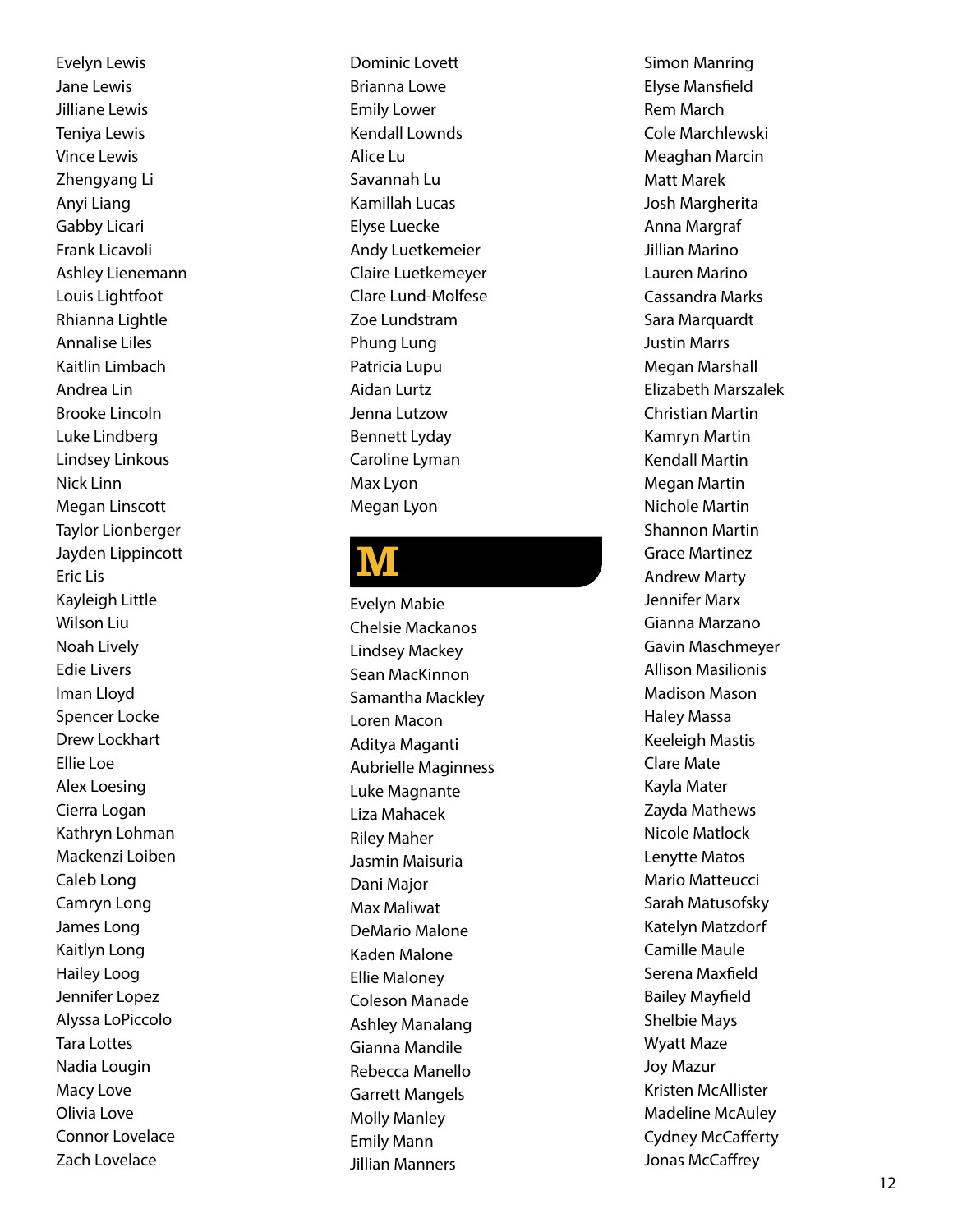Evelyn Lewis
Jane Lewis
Jilliane Lewis
Teniya Lewis
Vince Lewis
Zhengyang Li
Anyi Liang
Gabby Licari
Frank Licavoli
Ashley Lienemann
Louis Lightfoot
Rhianna Lightle
Annalise Liles
Kaitlin Limbach
Andrea Lin
Brooke Lincoln
Luke Lindberg
Lindsey Linkous
Nick Linn
Megan Linscott
Taylor Lionberger
Jayden Lippincott
Eric Lis
Kayleigh Little
Wilson Liu
Noah Lively
Edie Livers
Iman Lloyd
Spencer Locke
Drew Lockhart
Ellie Loe
Alex Loesing
Cierra Logan
Kathryn Lohman
Mackenzi Loiben
Caleb Long
Camryn Long
James Long
Kaitlyn Long
Hailey Loog
Jennifer Lopez
Alyssa LoPiccolo
Tara Lottes
Nadia Lougin
Macy Love
Olivia Love
Connor Lovelace
Zach Lovelace
Dominic Lovett
Brianna Lowe
Emily Lower
Kendall Lownds
Alice Lu
Savannah Lu
Kamillah Lucas
Elyse Luecke
Andy Luetkemeier
Claire Luetkemeyer
Clare Lund-Molfese
Zoe Lundstram
Phung Lung
Patricia Lupu
Aidan Lurtz
Jenna Lutzow
Bennett Lyday
Caroline Lyman
Max Lyon
Megan Lyon

# M

Evelyn Mabie
Chelsie Mackanos
Lindsey Mackey
Sean MacKinnon
Samantha Mackley
Loren Macon
Aditya Maganti
Aubrielle Maginness
Luke Magnante
Liza Mahacek
Riley Maher
Jasmin Maisuria
Dani Major
Max Maliwat
DeMario Malone
Kaden Malone
Ellie Maloney
Coleson Manade
Ashley Manalang
Gianna Mandile
Rebecca Manello
Garrett Mangels
Molly Manley
Emily Mann
Jillian Manners
Simon Manring
Elyse Mansfield
Rem March
Cole Marchlewski
Meaghan Marcin
Matt Marek
Josh Margherita
Anna Margraf
Jillian Marino
Lauren Marino
Cassandra Marks
Sara Marquardt
Justin Marrs
Megan Marshall
Elizabeth Marszalek
Christian Martin
Kamryn Martin
Kendall Martin
Megan Martin
Nichole Martin
Shannon Martin
Grace Martinez
Andrew Marty
Jennifer Marx
Gianna Marzano
Gavin Maschmeyer
Allison Masilionis
Madison Mason
Haley Massa
Keeleigh Mastis
Clare Mate
Kayla Mater
Zayda Mathews
Nicole Matlock
Lenytte Matos
Mario Matteucci
Sarah Matusofsky
Katelyn Matzdorf
Camille Maule
Serena Maxfield
Bailey Mayfield
Shelbie Mays
Wyatt Maze
Joy Mazur
Kristen McAllister
Madeline McAuley
Cydney McCafferty
Jonas McCaffrey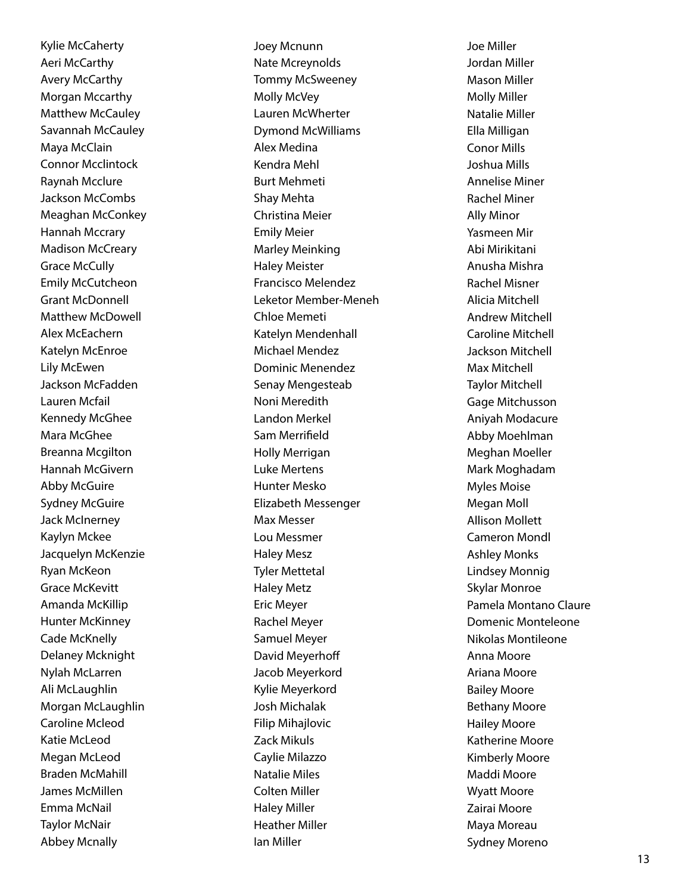Kylie McCaherty
Aeri McCarthy
Avery McCarthy
Morgan Mccarthy
Matthew McCauley
Savannah McCauley
Maya McClain
Connor Mcclintock
Raynah Mcclure
Jackson McCombs
Meaghan McConkey
Hannah Mccrary
Madison McCreary
Grace McCully
Emily McCutcheon
Grant McDonnell
Matthew McDowell
Alex McEachern
Katelyn McEnroe
Lily McEwen
Jackson McFadden
Lauren Mcfail
Kennedy McGhee
Mara McGhee
Breanna Mcgilton
Hannah McGivern
Abby McGuire
Sydney McGuire
Jack McInerney
Kaylyn Mckee
Jacquelyn McKenzie
Ryan McKeon
Grace McKevitt
Amanda McKillip
Hunter McKinney
Cade McKnelly
Delaney Mcknight
Nylah McLarren
Ali McLaughlin
Morgan McLaughlin
Caroline Mcleod
Katie McLeod
Megan McLeod
Braden McMahill
James McMillen
Emma McNail
Taylor McNair
Abbey Mcnally
Joey Mcnunn
Nate Mcreynolds
Tommy McSweeney
Molly McVey
Lauren McWherter
Dymond McWilliams
Alex Medina
Kendra Mehl
Burt Mehmeti
Shay Mehta
Christina Meier
Emily Meier
Marley Meinking
Haley Meister
Francisco Melendez
Leketor Member-Meneh
Chloe Memeti
Katelyn Mendenhall
Michael Mendez
Dominic Menendez
Senay Mengesteab
Noni Meredith
Landon Merkel
Sam Merrifield
Holly Merrigan
Luke Mertens
Hunter Mesko
Elizabeth Messenger
Max Messer
Lou Messmer
Haley Mesz
Tyler Mettetal
Haley Metz
Eric Meyer
Rachel Meyer
Samuel Meyer
David Meyerhoff
Jacob Meyerkord
Kylie Meyerkord
Josh Michalak
Filip Mihajlovic
Zack Mikuls
Caylie Milazzo
Natalie Miles
Colten Miller
Haley Miller
Heather Miller
Ian Miller
Joe Miller
Jordan Miller
Mason Miller
Molly Miller
Natalie Miller
Ella Milligan
Conor Mills
Joshua Mills
Annelise Miner
Rachel Miner
Ally Minor
Yasmeen Mir
Abi Mirikitani
Anusha Mishra
Rachel Misner
Alicia Mitchell
Andrew Mitchell
Caroline Mitchell
Jackson Mitchell
Max Mitchell
Taylor Mitchell
Gage Mitchusson
Aniyah Modacure
Abby Moehlman
Meghan Moeller
Mark Moghadam
Myles Moise
Megan Moll
Allison Mollett
Cameron Mondl
Ashley Monks
Lindsey Monnig
Skylar Monroe
Pamela Montano Claure
Domenic Monteleone
Nikolas Montileone
Anna Moore
Ariana Moore
Bailey Moore
Bethany Moore
Hailey Moore
Katherine Moore
Kimberly Moore
Maddi Moore
Wyatt Moore
Zairai Moore
Maya Moreau
Sydney Moreno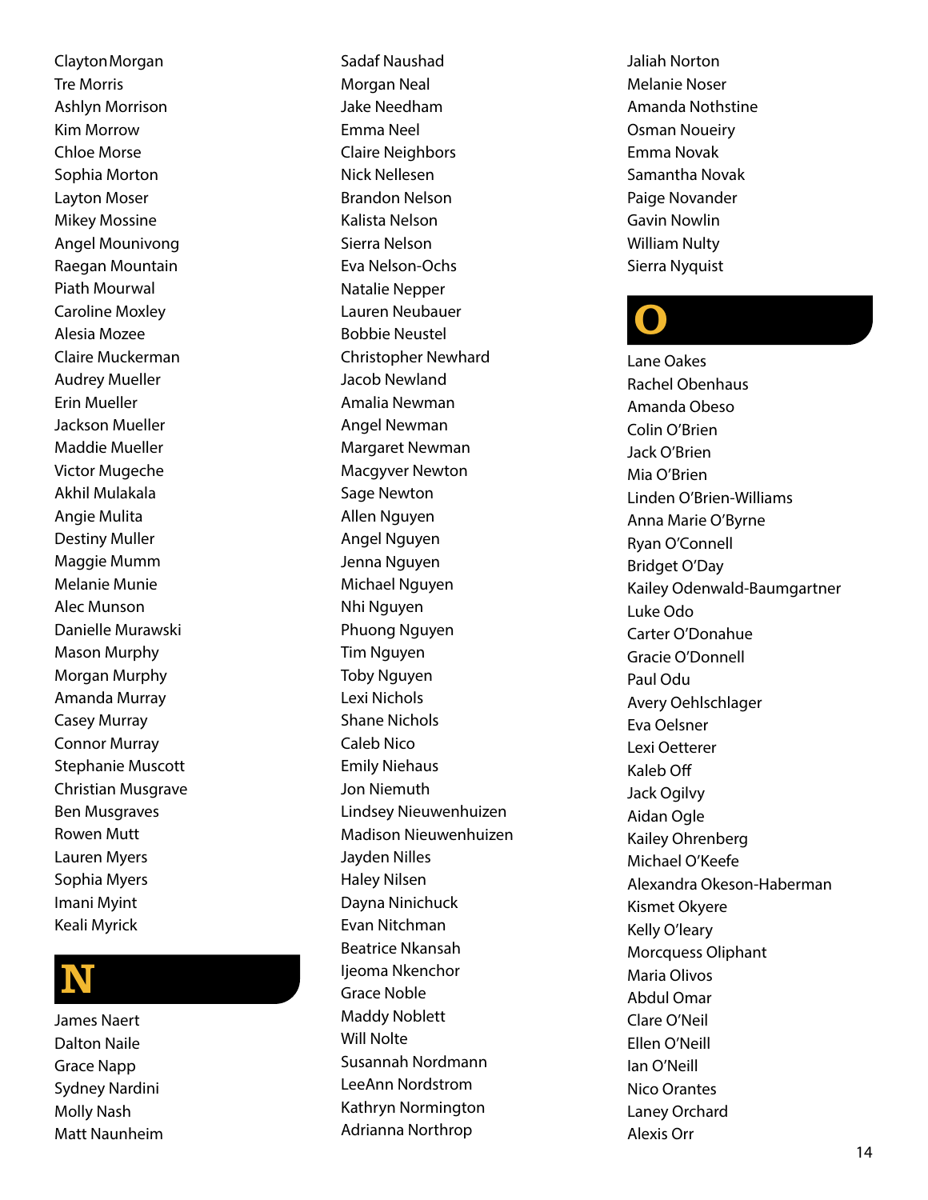Clayton Morgan
Tre Morris
Ashlyn Morrison
Kim Morrow
Chloe Morse
Sophia Morton
Layton Moser
Mikey Mossine
Angel Mounivong
Raegan Mountain
Piath Mourwal
Caroline Moxley
Alesia Mozee
Claire Muckerman
Audrey Mueller
Erin Mueller
Jackson Mueller
Maddie Mueller
Victor Mugeche
Akhil Mulakala
Angie Mulita
Destiny Muller
Maggie Mumm
Melanie Munie
Alec Munson
Danielle Murawski
Mason Murphy
Morgan Murphy
Amanda Murray
Casey Murray
Connor Murray
Stephanie Muscott
Christian Musgrave
Ben Musgraves
Rowen Mutt
Lauren Myers
Sophia Myers
Imani Myint
Keali Myrick

## N

James Naert
Dalton Naile
Grace Napp
Sydney Nardini
Molly Nash
Matt Naunheim
Sadaf Naushad
Morgan Neal
Jake Needham
Emma Neel
Claire Neighbors
Nick Nellesen
Brandon Nelson
Kalista Nelson
Sierra Nelson
Eva Nelson-Ochs
Natalie Nepper
Lauren Neubauer
Bobbie Neustel
Christopher Newhard
Jacob Newland
Amalia Newman
Angel Newman
Margaret Newman
Macgyver Newton
Sage Newton
Allen Nguyen
Angel Nguyen
Jenna Nguyen
Michael Nguyen
Nhi Nguyen
Phuong Nguyen
Tim Nguyen
Toby Nguyen
Lexi Nichols
Shane Nichols
Caleb Nico
Emily Niehaus
Jon Niemuth
Lindsey Nieuwenhuizen
Madison Nieuwenhuizen
Jayden Nilles
Haley Nilsen
Dayna Ninichuck
Evan Nitchman
Beatrice Nkansah
Ijeoma Nkenchor
Grace Noble
Maddy Noblett
Will Nolte
Susannah Nordmann
LeeAnn Nordstrom
Kathryn Normington
Adrianna Northrop
Jaliah Norton
Melanie Noser
Amanda Nothstine
Osman Noueiry
Emma Novak
Samantha Novak
Paige Novander
Gavin Nowlin
William Nulty
Sierra Nyquist

## O

Lane Oakes
Rachel Obenhaus
Amanda Obeso
Colin O'Brien
Jack O'Brien
Mia O'Brien
Linden O'Brien-Williams
Anna Marie O'Byrne
Ryan O'Connell
Bridget O'Day
Kailey Odenwald-Baumgartner
Luke Odo
Carter O'Donahue
Gracie O'Donnell
Paul Odu
Avery Oehlschlager
Eva Oelsner
Lexi Oetterer
Kaleb Off
Jack Ogilvy
Aidan Ogle
Kailey Ohrenberg
Michael O'Keefe
Alexandra Okeson-Haberman
Kismet Okyere
Kelly O'leary
Morcquess Oliphant
Maria Olivos
Abdul Omar
Clare O'Neil
Ellen O'Neill
Ian O'Neill
Nico Orantes
Laney Orchard
Alexis Orr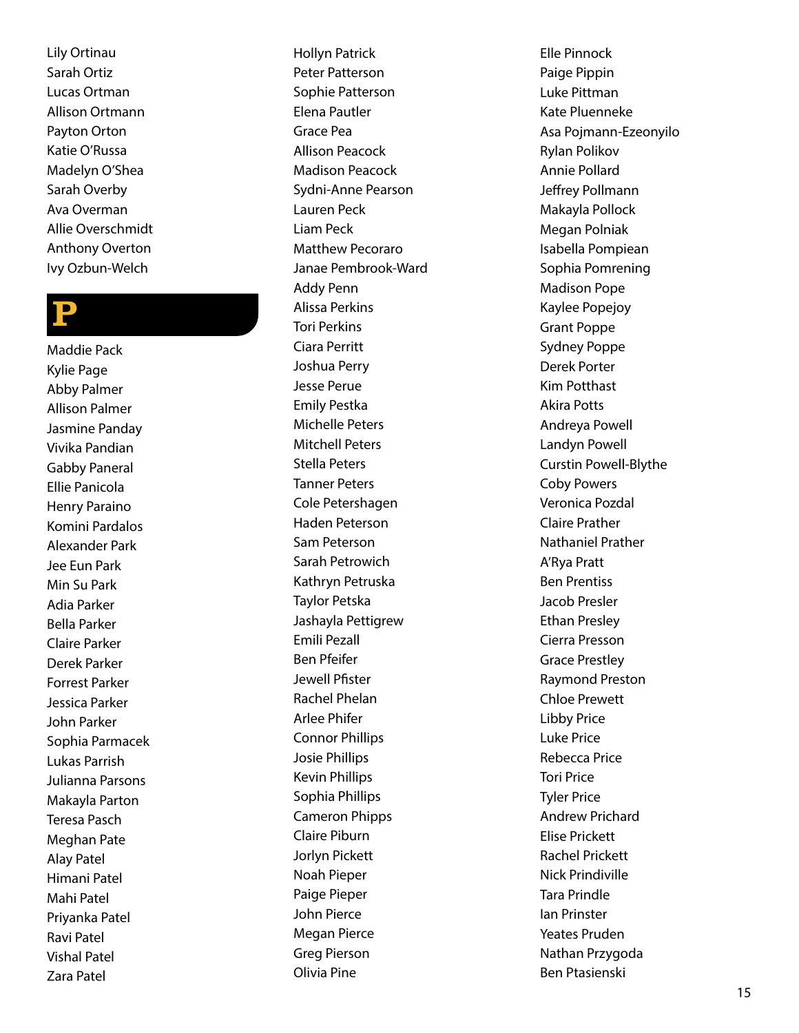Lily Ortinau
Sarah Ortiz
Lucas Ortman
Allison Ortmann
Payton Orton
Katie O'Russa
Madelyn O'Shea
Sarah Overby
Ava Overman
Allie Overschmidt
Anthony Overton
Ivy Ozbun-Welch

# P

Maddie Pack
Kylie Page
Abby Palmer
Allison Palmer
Jasmine Panday
Vivika Pandian
Gabby Paneral
Ellie Panicola
Henry Paraino
Komini Pardalos
Alexander Park
Jee Eun Park
Min Su Park
Adia Parker
Bella Parker
Claire Parker
Derek Parker
Forrest Parker
Jessica Parker
John Parker
Sophia Parmacek
Lukas Parrish
Julianna Parsons
Makayla Parton
Teresa Pasch
Meghan Pate
Alay Patel
Himani Patel
Mahi Patel
Priyanka Patel
Ravi Patel
Vishal Patel
Zara Patel
Hollyn Patrick
Peter Patterson
Sophie Patterson
Elena Pautler
Grace Pea
Allison Peacock
Madison Peacock
Sydni-Anne Pearson
Lauren Peck
Liam Peck
Matthew Pecoraro
Janae Pembrook-Ward
Addy Penn
Alissa Perkins
Tori Perkins
Ciara Perritt
Joshua Perry
Jesse Perue
Emily Pestka
Michelle Peters
Mitchell Peters
Stella Peters
Tanner Peters
Cole Petershagen
Haden Peterson
Sam Peterson
Sarah Petrowich
Kathryn Petruska
Taylor Petska
Jashayla Pettigrew
Emili Pezall
Ben Pfeifer
Jewell Pfister
Rachel Phelan
Arlee Phifer
Connor Phillips
Josie Phillips
Kevin Phillips
Sophia Phillips
Cameron Phipps
Claire Piburn
Jorlyn Pickett
Noah Pieper
Paige Pieper
John Pierce
Megan Pierce
Greg Pierson
Olivia Pine
Elle Pinnock
Paige Pippin
Luke Pittman
Kate Pluenneke
Asa Pojmann-Ezeonyilo
Rylan Polikov
Annie Pollard
Jeffrey Pollmann
Makayla Pollock
Megan Polniak
Isabella Pompiean
Sophia Pomrening
Madison Pope
Kaylee Popejoy
Grant Poppe
Sydney Poppe
Derek Porter
Kim Potthast
Akira Potts
Andreya Powell
Landyn Powell
Curstin Powell-Blythe
Coby Powers
Veronica Pozdal
Claire Prather
Nathaniel Prather
A'Rya Pratt
Ben Prentiss
Jacob Presler
Ethan Presley
Cierra Presson
Grace Prestley
Raymond Preston
Chloe Prewett
Libby Price
Luke Price
Rebecca Price
Tori Price
Tyler Price
Andrew Prichard
Elise Prickett
Rachel Prickett
Nick Prindiville
Tara Prindle
Ian Prinster
Yeates Pruden
Nathan Przygoda
Ben Ptasienski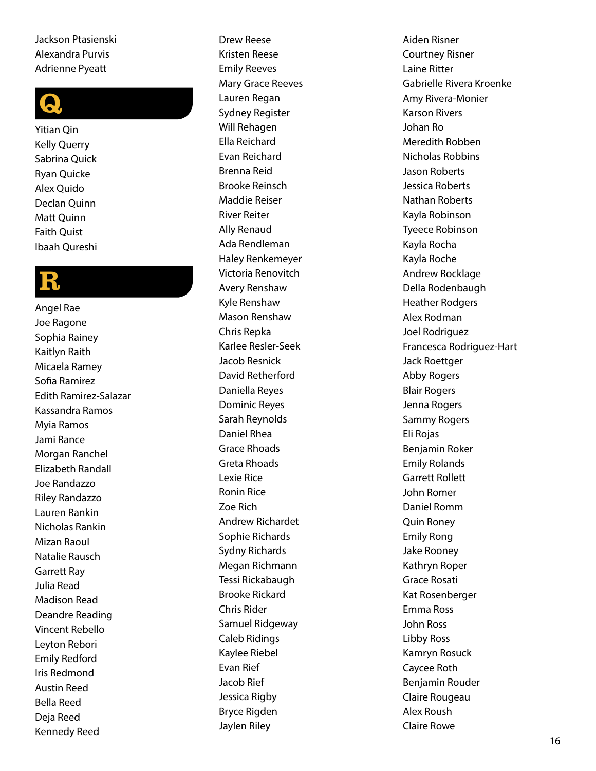Jackson Ptasienski
Alexandra Purvis
Adrienne Pyeatt

## Q

Yitian Qin
Kelly Querry
Sabrina Quick
Ryan Quicke
Alex Quido
Declan Quinn
Matt Quinn
Faith Quist
Ibaah Qureshi

## R

Angel Rae
Joe Ragone
Sophia Rainey
Kaitlyn Raith
Micaela Ramey
Sofia Ramirez
Edith Ramirez-Salazar
Kassandra Ramos
Myia Ramos
Jami Rance
Morgan Ranchel
Elizabeth Randall
Joe Randazzo
Riley Randazzo
Lauren Rankin
Nicholas Rankin
Mizan Raoul
Natalie Rausch
Garrett Ray
Julia Read
Madison Read
Deandre Reading
Vincent Rebello
Leyton Rebori
Emily Redford
Iris Redmond
Austin Reed
Bella Reed
Deja Reed
Kennedy Reed
Drew Reese
Kristen Reese
Emily Reeves
Mary Grace Reeves
Lauren Regan
Sydney Register
Will Rehagen
Ella Reichard
Evan Reichard
Brenna Reid
Brooke Reinsch
Maddie Reiser
River Reiter
Ally Renaud
Ada Rendleman
Haley Renkemeyer
Victoria Renovitch
Avery Renshaw
Kyle Renshaw
Mason Renshaw
Chris Repka
Karlee Resler-Seek
Jacob Resnick
David Retherford
Daniella Reyes
Dominic Reyes
Sarah Reynolds
Daniel Rhea
Grace Rhoads
Greta Rhoads
Lexie Rice
Ronin Rice
Zoe Rich
Andrew Richardet
Sophie Richards
Sydny Richards
Megan Richmann
Tessi Rickabaugh
Brooke Rickard
Chris Rider
Samuel Ridgeway
Caleb Ridings
Kaylee Riebel
Evan Rief
Jacob Rief
Jessica Rigby
Bryce Rigden
Jaylen Riley
Aiden Risner
Courtney Risner
Laine Ritter
Gabrielle Rivera Kroenke
Amy Rivera-Monier
Karson Rivers
Johan Ro
Meredith Robben
Nicholas Robbins
Jason Roberts
Jessica Roberts
Nathan Roberts
Kayla Robinson
Tyeece Robinson
Kayla Rocha
Kayla Roche
Andrew Rocklage
Della Rodenbaugh
Heather Rodgers
Alex Rodman
Joel Rodriguez
Francesca Rodriguez-Hart
Jack Roettger
Abby Rogers
Blair Rogers
Jenna Rogers
Sammy Rogers
Eli Rojas
Benjamin Roker
Emily Rolands
Garrett Rollett
John Romer
Daniel Romm
Quin Roney
Emily Rong
Jake Rooney
Kathryn Roper
Grace Rosati
Kat Rosenberger
Emma Ross
John Ross
Libby Ross
Kamryn Rosuck
Caycee Roth
Benjamin Rouder
Claire Rougeau
Alex Roush
Claire Rowe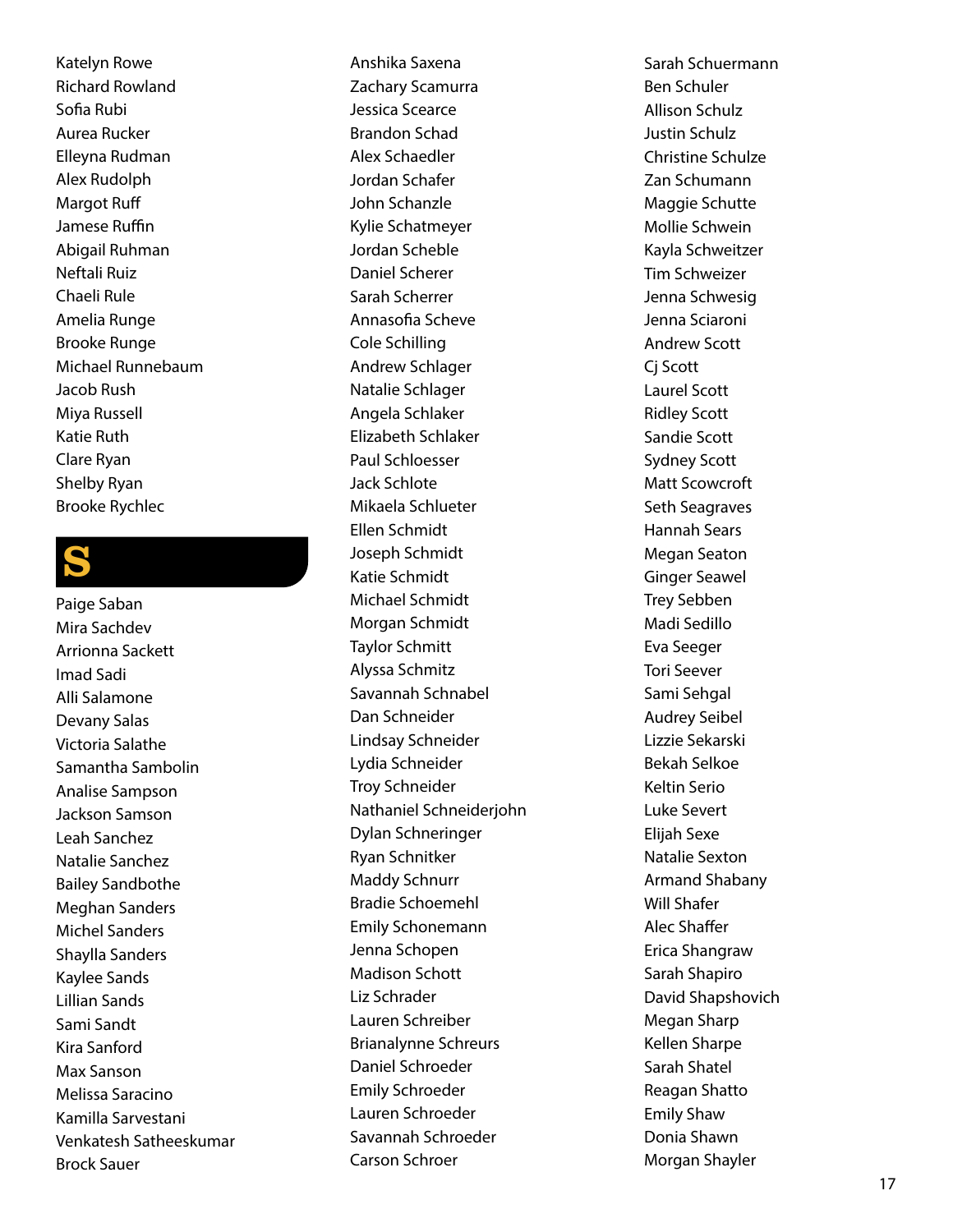Katelyn Rowe
Richard Rowland
Sofia Rubi
Aurea Rucker
Elleyna Rudman
Alex Rudolph
Margot Ruff
Jamese Ruffin
Abigail Ruhman
Neftali Ruiz
Chaeli Rule
Amelia Runge
Brooke Runge
Michael Runnebaum
Jacob Rush
Miya Russell
Katie Ruth
Clare Ryan
Shelby Ryan
Brooke Rychlec

## S

Paige Saban
Mira Sachdev
Arrionna Sackett
Imad Sadi
Alli Salamone
Devany Salas
Victoria Salathe
Samantha Sambolin
Analise Sampson
Jackson Samson
Leah Sanchez
Natalie Sanchez
Bailey Sandbothe
Meghan Sanders
Michel Sanders
Shaylla Sanders
Kaylee Sands
Lillian Sands
Sami Sandt
Kira Sanford
Max Sanson
Melissa Saracino
Kamilla Sarvestani
Venkatesh Satheeskumar
Brock Sauer
Anshika Saxena
Zachary Scamurra
Jessica Scearce
Brandon Schad
Alex Schaedler
Jordan Schafer
John Schanzle
Kylie Schatmeyer
Jordan Scheble
Daniel Scherer
Sarah Scherrer
Annasofia Scheve
Cole Schilling
Andrew Schlager
Natalie Schlager
Angela Schlaker
Elizabeth Schlaker
Paul Schloesser
Jack Schlote
Mikaela Schlueter
Ellen Schmidt
Joseph Schmidt
Katie Schmidt
Michael Schmidt
Morgan Schmidt
Taylor Schmitt
Alyssa Schmitz
Savannah Schnabel
Dan Schneider
Lindsay Schneider
Lydia Schneider
Troy Schneider
Nathaniel Schneiderjohn
Dylan Schneringer
Ryan Schnitker
Maddy Schnurr
Bradie Schoemehl
Emily Schonemann
Jenna Schopen
Madison Schott
Liz Schrader
Lauren Schreiber
Brianalynne Schreurs
Daniel Schroeder
Emily Schroeder
Lauren Schroeder
Savannah Schroeder
Carson Schroer
Sarah Schuermann
Ben Schuler
Allison Schulz
Justin Schulz
Christine Schulze
Zan Schumann
Maggie Schutte
Mollie Schwein
Kayla Schweitzer
Tim Schweizer
Jenna Schwesig
Jenna Sciaroni
Andrew Scott
Cj Scott
Laurel Scott
Ridley Scott
Sandie Scott
Sydney Scott
Matt Scowcroft
Seth Seagraves
Hannah Sears
Megan Seaton
Ginger Seawel
Trey Sebben
Madi Sedillo
Eva Seeger
Tori Seever
Sami Sehgal
Audrey Seibel
Lizzie Sekarski
Bekah Selkoe
Keltin Serio
Luke Severt
Elijah Sexe
Natalie Sexton
Armand Shabany
Will Shafer
Alec Shaffer
Erica Shangraw
Sarah Shapiro
David Shapshovich
Megan Sharp
Kellen Sharpe
Sarah Shatel
Reagan Shatto
Emily Shaw
Donia Shawn
Morgan Shayler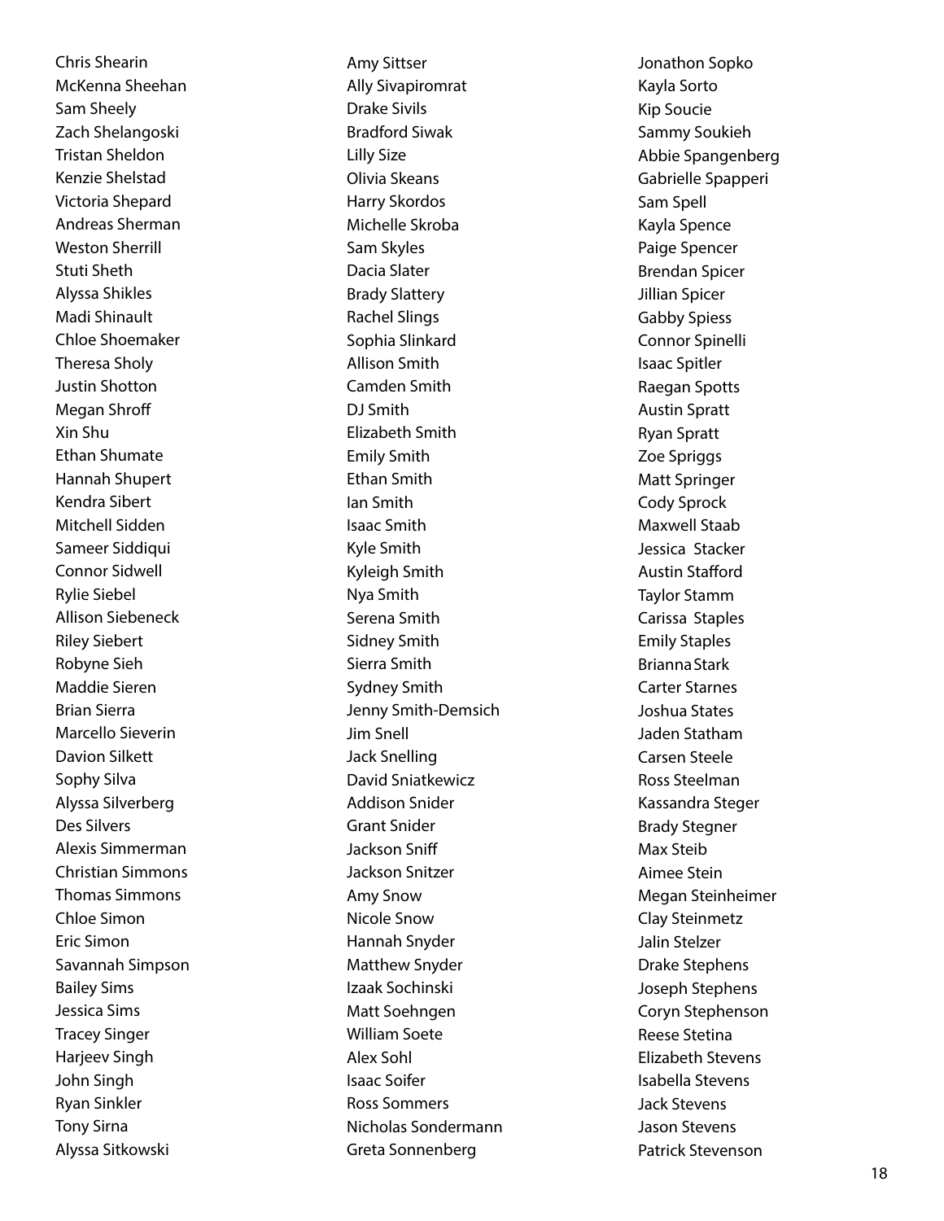Chris Shearin
McKenna Sheehan
Sam Sheely
Zach Shelangoski
Tristan Sheldon
Kenzie Shelstad
Victoria Shepard
Andreas Sherman
Weston Sherrill
Stuti Sheth
Alyssa Shikles
Madi Shinault
Chloe Shoemaker
Theresa Sholy
Justin Shotton
Megan Shroff
Xin Shu
Ethan Shumate
Hannah Shupert
Kendra Sibert
Mitchell Sidden
Sameer Siddiqui
Connor Sidwell
Rylie Siebel
Allison Siebeneck
Riley Siebert
Robyne Sieh
Maddie Sieren
Brian Sierra
Marcello Sieverin
Davion Silkett
Sophy Silva
Alyssa Silverberg
Des Silvers
Alexis Simmerman
Christian Simmons
Thomas Simmons
Chloe Simon
Eric Simon
Savannah Simpson
Bailey Sims
Jessica Sims
Tracey Singer
Harjeev Singh
John Singh
Ryan Sinkler
Tony Sirna
Alyssa Sitkowski
Amy Sittser
Ally Sivapiromrat
Drake Sivils
Bradford Siwak
Lilly Size
Olivia Skeans
Harry Skordos
Michelle Skroba
Sam Skyles
Dacia Slater
Brady Slattery
Rachel Slings
Sophia Slinkard
Allison Smith
Camden Smith
DJ Smith
Elizabeth Smith
Emily Smith
Ethan Smith
Ian Smith
Isaac Smith
Kyle Smith
Kyleigh Smith
Nya Smith
Serena Smith
Sidney Smith
Sierra Smith
Sydney Smith
Jenny Smith-Demsich
Jim Snell
Jack Snelling
David Sniatkewicz
Addison Snider
Grant Snider
Jackson Sniff
Jackson Snitzer
Amy Snow
Nicole Snow
Hannah Snyder
Matthew Snyder
Izaak Sochinski
Matt Soehngen
William Soete
Alex Sohl
Isaac Soifer
Ross Sommers
Nicholas Sondermann
Greta Sonnenberg
Jonathon Sopko
Kayla Sorto
Kip Soucie
Sammy Soukieh
Abbie Spangenberg
Gabrielle Spapperi
Sam Spell
Kayla Spence
Paige Spencer
Brendan Spicer
Jillian Spicer
Gabby Spiess
Connor Spinelli
Isaac Spitler
Raegan Spotts
Austin Spratt
Ryan Spratt
Zoe Spriggs
Matt Springer
Cody Sprock
Maxwell Staab
Jessica Stacker
Austin Stafford
Taylor Stamm
Carissa Staples
Emily Staples
Brianna Stark
Carter Starnes
Joshua States
Jaden Statham
Carsen Steele
Ross Steelman
Kassandra Steger
Brady Stegner
Max Steib
Aimee Stein
Megan Steinheimer
Clay Steinmetz
Jalin Stelzer
Drake Stephens
Joseph Stephens
Coryn Stephenson
Reese Stetina
Elizabeth Stevens
Isabella Stevens
Jack Stevens
Jason Stevens
Patrick Stevenson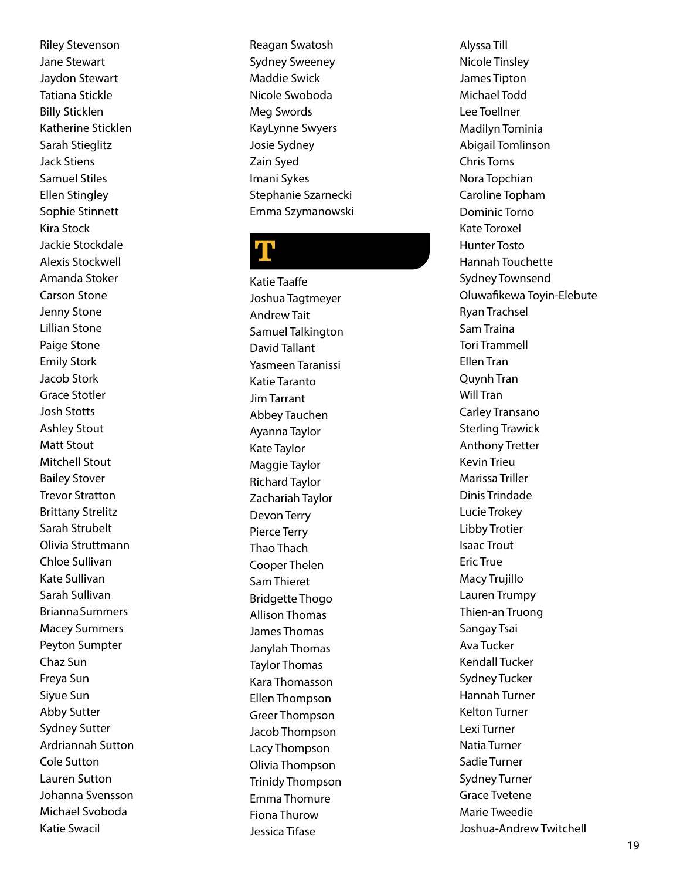Riley Stevenson
Jane Stewart
Jaydon Stewart
Tatiana Stickle
Billy Sticklen
Katherine Sticklen
Sarah Stieglitz
Jack Stiens
Samuel Stiles
Ellen Stingley
Sophie Stinnett
Kira Stock
Jackie Stockdale
Alexis Stockwell
Amanda Stoker
Carson Stone
Jenny Stone
Lillian Stone
Paige Stone
Emily Stork
Jacob Stork
Grace Stotler
Josh Stotts
Ashley Stout
Matt Stout
Mitchell Stout
Bailey Stover
Trevor Stratton
Brittany Strelitz
Sarah Strubelt
Olivia Struttmann
Chloe Sullivan
Kate Sullivan
Sarah Sullivan
Brianna Summers
Macey Summers
Peyton Sumpter
Chaz Sun
Freya Sun
Siyue Sun
Abby Sutter
Sydney Sutter
Ardriannah Sutton
Cole Sutton
Lauren Sutton
Johanna Svensson
Michael Svoboda
Katie Swacil
Reagan Swatosh
Sydney Sweeney
Maddie Swick
Nicole Swoboda
Meg Swords
KayLynne Swyers
Josie Sydney
Zain Syed
Imani Sykes
Stephanie Szarnecki
Emma Szymanowski

## T

Katie Taaffe
Joshua Tagtmeyer
Andrew Tait
Samuel Talkington
David Tallant
Yasmeen Taranissi
Katie Taranto
Jim Tarrant
Abbey Tauchen
Ayanna Taylor
Kate Taylor
Maggie Taylor
Richard Taylor
Zachariah Taylor
Devon Terry
Pierce Terry
Thao Thach
Cooper Thelen
Sam Thieret
Bridgette Thogo
Allison Thomas
James Thomas
Janylah Thomas
Taylor Thomas
Kara Thomasson
Ellen Thompson
Greer Thompson
Jacob Thompson
Lacy Thompson
Olivia Thompson
Trinidy Thompson
Emma Thomure
Fiona Thurow
Jessica Tifase
Alyssa Till
Nicole Tinsley
James Tipton
Michael Todd
Lee Toellner
Madilyn Tominia
Abigail Tomlinson
Chris Toms
Nora Topchian
Caroline Topham
Dominic Torno
Kate Toroxel
Hunter Tosto
Hannah Touchette
Sydney Townsend
Oluwafikewa Toyin-Elebute
Ryan Trachsel
Sam Traina
Tori Trammell
Ellen Tran
Quynh Tran
Will Tran
Carley Transano
Sterling Trawick
Anthony Tretter
Kevin Trieu
Marissa Triller
Dinis Trindade
Lucie Trokey
Libby Trotier
Isaac Trout
Eric True
Macy Trujillo
Lauren Trumpy
Thien-an Truong
Sangay Tsai
Ava Tucker
Kendall Tucker
Sydney Tucker
Hannah Turner
Kelton Turner
Lexi Turner
Natia Turner
Sadie Turner
Sydney Turner
Grace Tvetene
Marie Tweedie
Joshua-Andrew Twitchell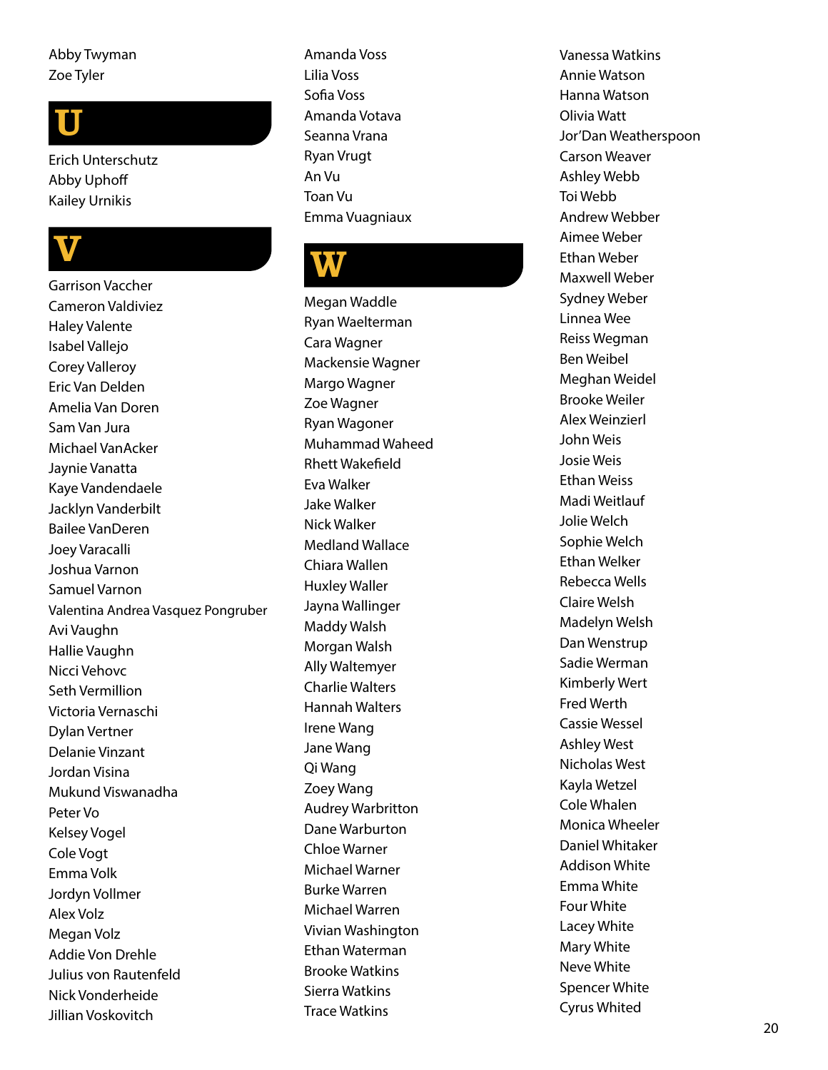Abby Twyman
Zoe Tyler

# U

Erich Unterschutz
Abby Uphoff
Kailey Urnikis

# V

Garrison Vaccher
Cameron Valdiviez
Haley Valente
Isabel Vallejo
Corey Valleroy
Eric Van Delden
Amelia Van Doren
Sam Van Jura
Michael VanAcker
Jaynie Vanatta
Kaye Vandendaele
Jacklyn Vanderbilt
Bailee VanDeren
Joey Varacalli
Joshua Varnon
Samuel Varnon
Valentina Andrea Vasquez Pongruber
Avi Vaughn
Hallie Vaughn
Nicci Vehovc
Seth Vermillion
Victoria Vernaschi
Dylan Vertner
Delanie Vinzant
Jordan Visina
Mukund Viswanadha
Peter Vo
Kelsey Vogel
Cole Vogt
Emma Volk
Jordyn Vollmer
Alex Volz
Megan Volz
Addie Von Drehle
Julius von Rautenfeld
Nick Vonderheide
Jillian Voskovitch
Amanda Voss
Lilia Voss
Sofia Voss
Amanda Votava
Seanna Vrana
Ryan Vrugt
An Vu
Toan Vu
Emma Vuagniaux

# W

Megan Waddle
Ryan Waelterman
Cara Wagner
Mackensie Wagner
Margo Wagner
Zoe Wagner
Ryan Wagoner
Muhammad Waheed
Rhett Wakefield
Eva Walker
Jake Walker
Nick Walker
Medland Wallace
Chiara Wallen
Huxley Waller
Jayna Wallinger
Maddy Walsh
Morgan Walsh
Ally Waltemyer
Charlie Walters
Hannah Walters
Irene Wang
Jane Wang
Qi Wang
Zoey Wang
Audrey Warbritton
Dane Warburton
Chloe Warner
Michael Warner
Burke Warren
Michael Warren
Vivian Washington
Ethan Waterman
Brooke Watkins
Sierra Watkins
Trace Watkins
Vanessa Watkins
Annie Watson
Hanna Watson
Olivia Watt
Jor'Dan Weatherspoon
Carson Weaver
Ashley Webb
Toi Webb
Andrew Webber
Aimee Weber
Ethan Weber
Maxwell Weber
Sydney Weber
Linnea Wee
Reiss Wegman
Ben Weibel
Meghan Weidel
Brooke Weiler
Alex Weinzierl
John Weis
Josie Weis
Ethan Weiss
Madi Weitlauf
Jolie Welch
Sophie Welch
Ethan Welker
Rebecca Wells
Claire Welsh
Madelyn Welsh
Dan Wenstrup
Sadie Werman
Kimberly Wert
Fred Werth
Cassie Wessel
Ashley West
Nicholas West
Kayla Wetzel
Cole Whalen
Monica Wheeler
Daniel Whitaker
Addison White
Emma White
Four White
Lacey White
Mary White
Neve White
Spencer White
Cyrus Whited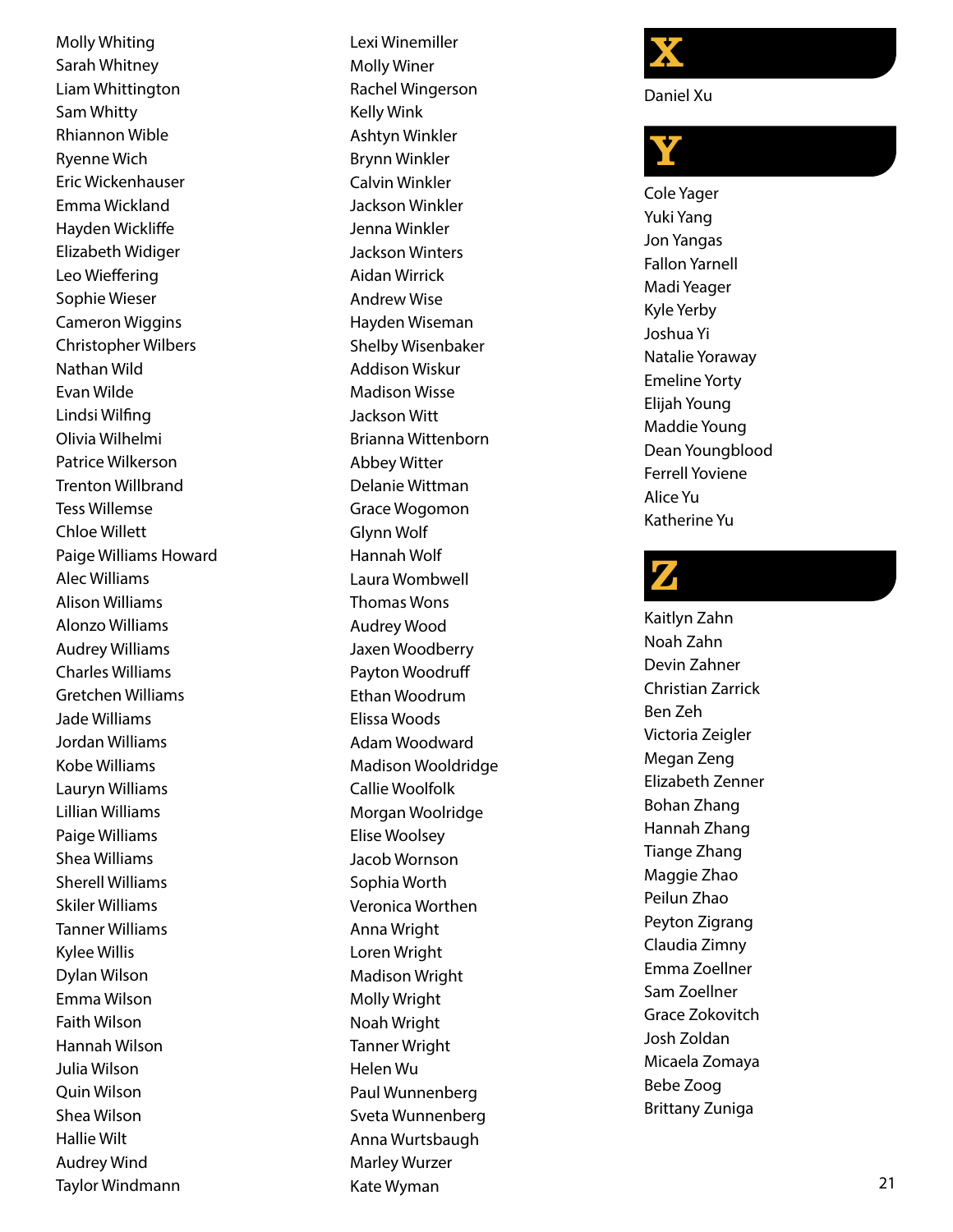Molly Whiting
Sarah Whitney
Liam Whittington
Sam Whitty
Rhiannon Wible
Ryenne Wich
Eric Wickenhauser
Emma Wickland
Hayden Wickliffe
Elizabeth Widiger
Leo Wieffering
Sophie Wieser
Cameron Wiggins
Christopher Wilbers
Nathan Wild
Evan Wilde
Lindsi Wilfing
Olivia Wilhelmi
Patrice Wilkerson
Trenton Willbrand
Tess Willemse
Chloe Willett
Paige Williams Howard
Alec Williams
Alison Williams
Alonzo Williams
Audrey Williams
Charles Williams
Gretchen Williams
Jade Williams
Jordan Williams
Kobe Williams
Lauryn Williams
Lillian Williams
Paige Williams
Shea Williams
Sherell Williams
Skiler Williams
Tanner Williams
Kylee Willis
Dylan Wilson
Emma Wilson
Faith Wilson
Hannah Wilson
Julia Wilson
Quin Wilson
Shea Wilson
Hallie Wilt
Audrey Wind
Taylor Windmann
Lexi Winemiller
Molly Winer
Rachel Wingerson
Kelly Wink
Ashtyn Winkler
Brynn Winkler
Calvin Winkler
Jackson Winkler
Jenna Winkler
Jackson Winters
Aidan Wirrick
Andrew Wise
Hayden Wiseman
Shelby Wisenbaker
Addison Wiskur
Madison Wisse
Jackson Witt
Brianna Wittenborn
Abbey Witter
Delanie Wittman
Grace Wogomon
Glynn Wolf
Hannah Wolf
Laura Wombwell
Thomas Wons
Audrey Wood
Jaxen Woodberry
Payton Woodruff
Ethan Woodrum
Elissa Woods
Adam Woodward
Madison Wooldridge
Callie Woolfolk
Morgan Woolridge
Elise Woolsey
Jacob Wornson
Sophia Worth
Veronica Worthen
Anna Wright
Loren Wright
Madison Wright
Molly Wright
Noah Wright
Tanner Wright
Helen Wu
Paul Wunnenberg
Sveta Wunnenberg
Anna Wurtsbaugh
Marley Wurzer
Kate Wyman

# X

Daniel Xu

# Y

Cole Yager
Yuki Yang
Jon Yangas
Fallon Yarnell
Madi Yeager
Kyle Yerby
Joshua Yi
Natalie Yoraway
Emeline Yorty
Elijah Young
Maddie Young
Dean Youngblood
Ferrell Yoviene
Alice Yu
Katherine Yu

# Z

Kaitlyn Zahn
Noah Zahn
Devin Zahner
Christian Zarrick
Ben Zeh
Victoria Zeigler
Megan Zeng
Elizabeth Zenner
Bohan Zhang
Hannah Zhang
Tiange Zhang
Maggie Zhao
Peilun Zhao
Peyton Zigrang
Claudia Zimny
Emma Zoellner
Sam Zoellner
Grace Zokovitch
Josh Zoldan
Micaela Zomaya
Bebe Zoog
Brittany Zuniga